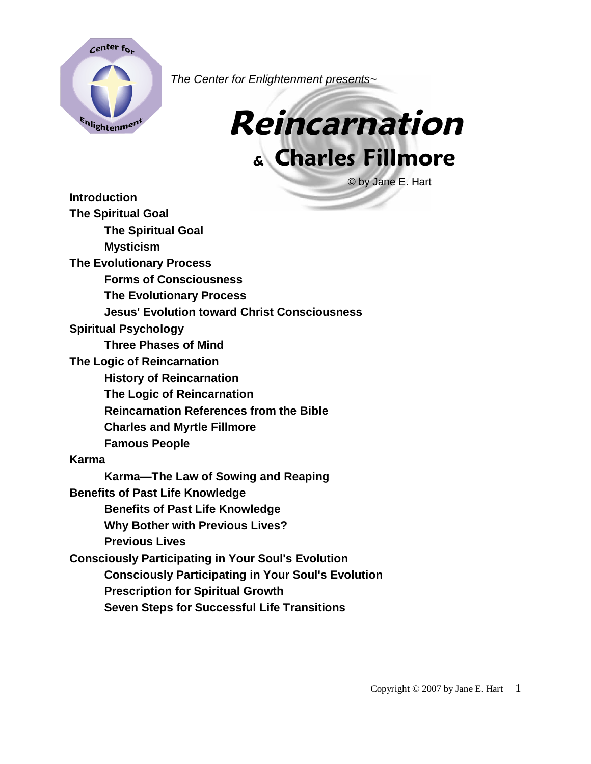*The Center for Enlightenment presents~*

# Reincarnation

## & Charles Fillmore

© by Jane E. Hart

**Introduction**

**The Spiritual Goal**

- **The Spiritual Goal**
- **Mysticism**

**The Evolutionary Process**

- **Forms of Consciousness**
- **The Evolutionary Process**
- **Jesus' Evolution toward Christ Consciousness**

**Spiritual Psychology**

- **Three Phases of Mind**

**The Logic of Reincarnation**

- **History of Reincarnation**
- **The Logic of Reincarnation**
- **Reincarnation References from the Bible**
- **Charles and Myrtle Fillmore**
- **Famous People**

**Karma**

- **Karma—The Law of Sowing and Reaping**

**Benefits of Past Life Knowledge**

- **Benefits of Past Life Knowledge**
- **Why Bother with Previous Lives?**
- **Previous Lives**

**Consciously Participating in Your Soul's Evolution**

- **Consciously Participating in Your Soul's Evolution**
- **Prescription for Spiritual Growth**
- **Seven Steps for Successful Life Transitions**

Copyright © 2007 by Jane E. Hart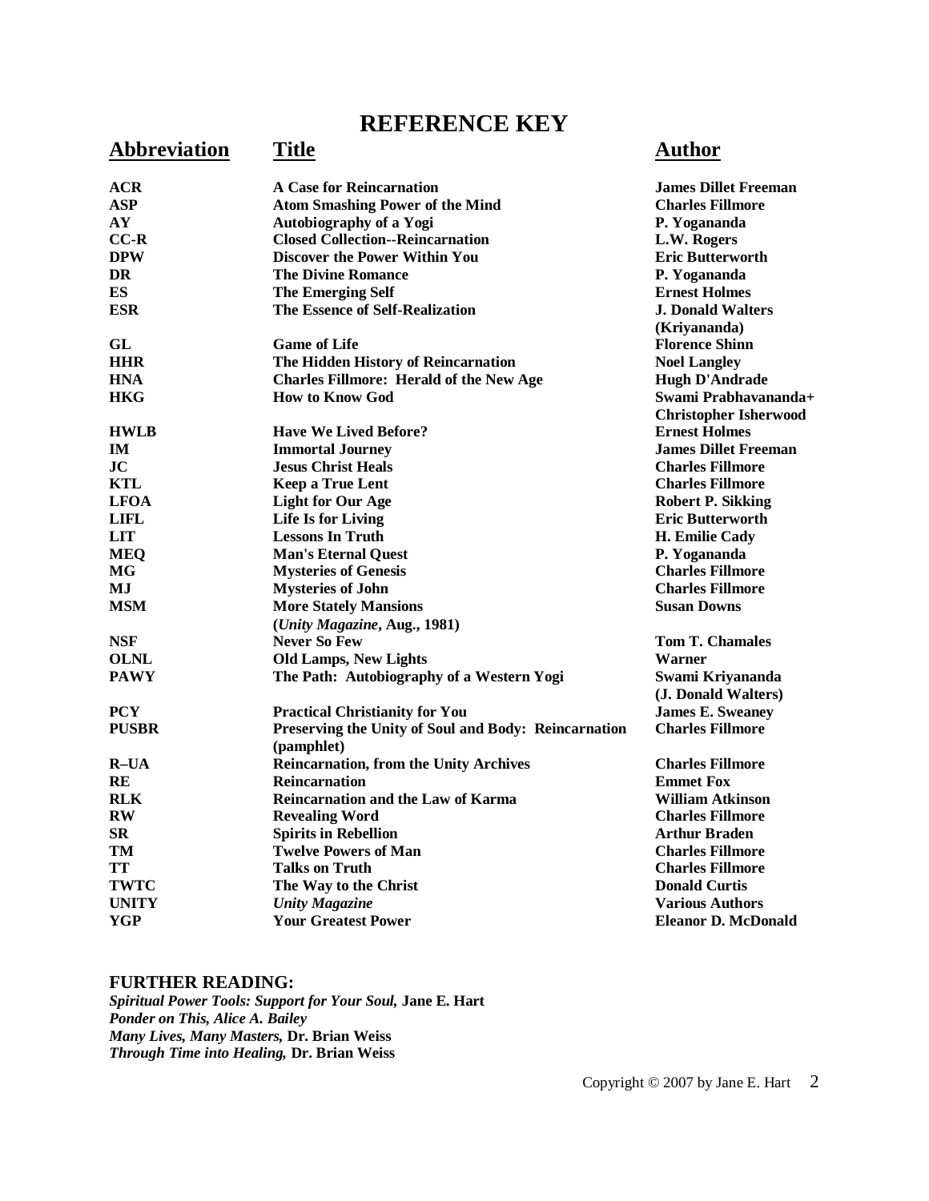# REFERENCE KEY

| Abbreviation | Title | Author |
|---|---|---|
| **ACR** | **A Case for Reincarnation** | **James Dillet Freeman** |
| **ASP** | **Atom Smashing Power of the Mind** | **Charles Fillmore** |
| **AY** | **Autobiography of a Yogi** | **P. Yogananda** |
| **CC-R** | **Closed Collection--Reincarnation** | **L.W. Rogers** |
| **DPW** | **Discover the Power Within You** | **Eric Butterworth** |
| **DR** | **The Divine Romance** | **P. Yogananda** |
| **ES** | **The Emerging Self** | **Ernest Holmes** |
| **ESR** | **The Essence of Self-Realization** | **J. Donald Walters (Kriyananda)** |
| **GL** | **Game of Life** | **Florence Shinn** |
| **HHR** | **The Hidden History of Reincarnation** | **Noel Langley** |
| **HNA** | **Charles Fillmore: Herald of the New Age** | **Hugh D'Andrade** |
| **HKG** | **How to Know God** | **Swami Prabhavananda+ Christopher Isherwood** |
| **HWLB** | **Have We Lived Before?** | **Ernest Holmes** |
| **IM** | **Immortal Journey** | **James Dillet Freeman** |
| **JC** | **Jesus Christ Heals** | **Charles Fillmore** |
| **KTL** | **Keep a True Lent** | **Charles Fillmore** |
| **LFOA** | **Light for Our Age** | **Robert P. Sikking** |
| **LIFL** | **Life Is for Living** | **Eric Butterworth** |
| **LIT** | **Lessons In Truth** | **H. Emilie Cady** |
| **MEQ** | **Man's Eternal Quest** | **P. Yogananda** |
| **MG** | **Mysteries of Genesis** | **Charles Fillmore** |
| **MJ** | **Mysteries of John** | **Charles Fillmore** |
| **MSM** | **More Stately Mansions (*Unity Magazine*, Aug., 1981)** | **Susan Downs** |
| **NSF** | **Never So Few** | **Tom T. Chamales** |
| **OLNL** | **Old Lamps, New Lights** | **Warner** |
| **PAWY** | **The Path: Autobiography of a Western Yogi** | **Swami Kriyananda (J. Donald Walters)** |
| **PCY** | **Practical Christianity for You** | **James E. Sweaney** |
| **PUSBR** | **Preserving the Unity of Soul and Body: Reincarnation (pamphlet)** | **Charles Fillmore** |
| **R–UA** | **Reincarnation, from the Unity Archives** | **Charles Fillmore** |
| **RE** | **Reincarnation** | **Emmet Fox** |
| **RLK** | **Reincarnation and the Law of Karma** | **William Atkinson** |
| **RW** | **Revealing Word** | **Charles Fillmore** |
| **SR** | **Spirits in Rebellion** | **Arthur Braden** |
| **TM** | **Twelve Powers of Man** | **Charles Fillmore** |
| **TT** | **Talks on Truth** | **Charles Fillmore** |
| **TWTC** | **The Way to the Christ** | **Donald Curtis** |
| **UNITY** | ***Unity Magazine*** | **Various Authors** |
| **YGP** | **Your Greatest Power** | **Eleanor D. McDonald** |

### FURTHER READING:

***Spiritual Power Tools: Support for Your Soul,*** **Jane E. Hart**
***Ponder on This, Alice A. Bailey***
***Many Lives, Many Masters,*** **Dr. Brian Weiss**
***Through Time into Healing,*** **Dr. Brian Weiss**

Copyright © 2007 by Jane E. Hart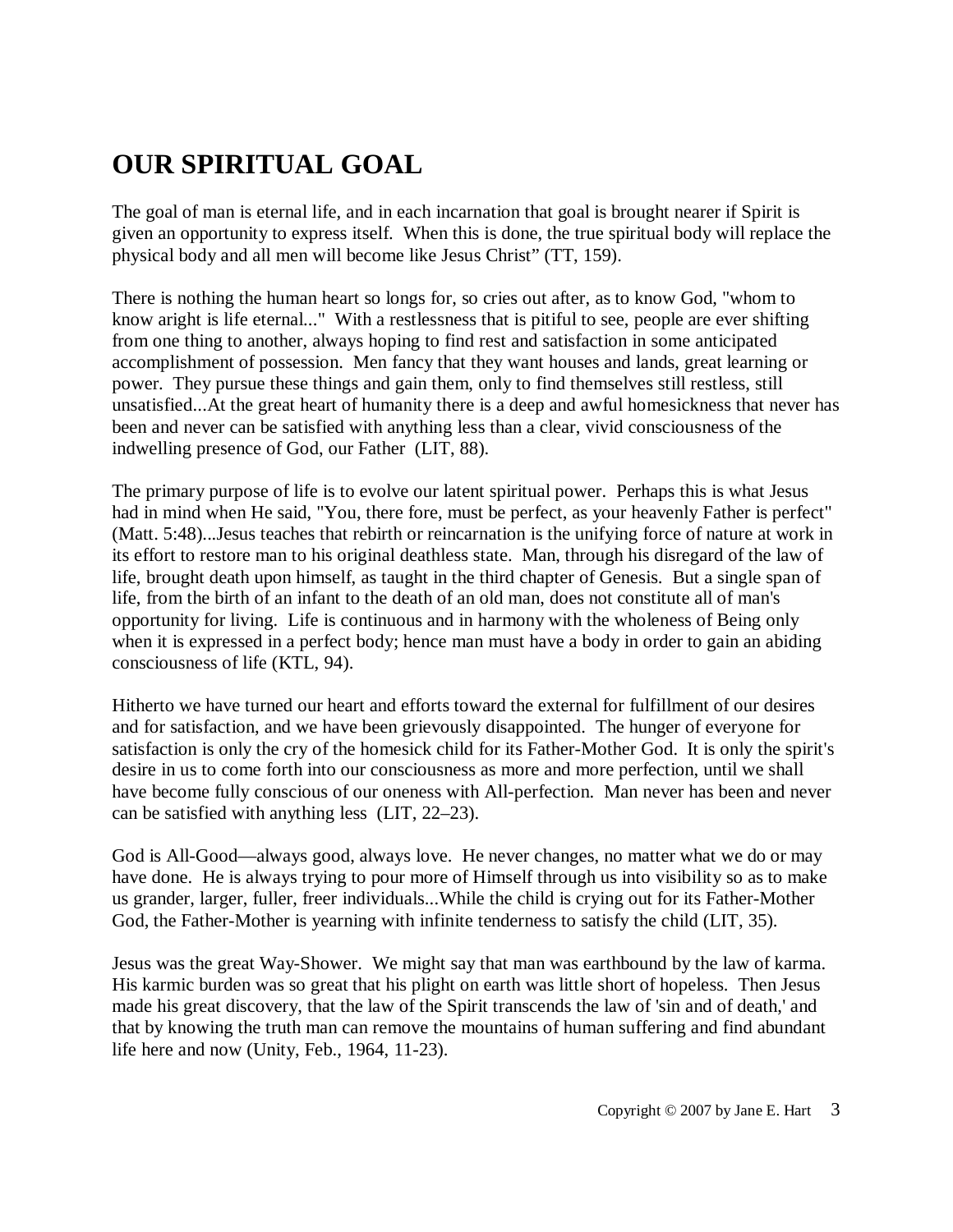# OUR SPIRITUAL GOAL

The goal of man is eternal life, and in each incarnation that goal is brought nearer if Spirit is given an opportunity to express itself. When this is done, the true spiritual body will replace the physical body and all men will become like Jesus Christ" (TT, 159).

There is nothing the human heart so longs for, so cries out after, as to know God, "whom to know aright is life eternal..." With a restlessness that is pitiful to see, people are ever shifting from one thing to another, always hoping to find rest and satisfaction in some anticipated accomplishment of possession. Men fancy that they want houses and lands, great learning or power. They pursue these things and gain them, only to find themselves still restless, still unsatisfied...At the great heart of humanity there is a deep and awful homesickness that never has been and never can be satisfied with anything less than a clear, vivid consciousness of the indwelling presence of God, our Father (LIT, 88).

The primary purpose of life is to evolve our latent spiritual power. Perhaps this is what Jesus had in mind when He said, "You, there fore, must be perfect, as your heavenly Father is perfect" (Matt. 5:48)...Jesus teaches that rebirth or reincarnation is the unifying force of nature at work in its effort to restore man to his original deathless state. Man, through his disregard of the law of life, brought death upon himself, as taught in the third chapter of Genesis. But a single span of life, from the birth of an infant to the death of an old man, does not constitute all of man's opportunity for living. Life is continuous and in harmony with the wholeness of Being only when it is expressed in a perfect body; hence man must have a body in order to gain an abiding consciousness of life (KTL, 94).

Hitherto we have turned our heart and efforts toward the external for fulfillment of our desires and for satisfaction, and we have been grievously disappointed. The hunger of everyone for satisfaction is only the cry of the homesick child for its Father-Mother God. It is only the spirit's desire in us to come forth into our consciousness as more and more perfection, until we shall have become fully conscious of our oneness with All-perfection. Man never has been and never can be satisfied with anything less (LIT, 22–23).

God is All-Good—always good, always love. He never changes, no matter what we do or may have done. He is always trying to pour more of Himself through us into visibility so as to make us grander, larger, fuller, freer individuals...While the child is crying out for its Father-Mother God, the Father-Mother is yearning with infinite tenderness to satisfy the child (LIT, 35).

Jesus was the great Way-Shower. We might say that man was earthbound by the law of karma. His karmic burden was so great that his plight on earth was little short of hopeless. Then Jesus made his great discovery, that the law of the Spirit transcends the law of 'sin and of death,' and that by knowing the truth man can remove the mountains of human suffering and find abundant life here and now (Unity, Feb., 1964, 11-23).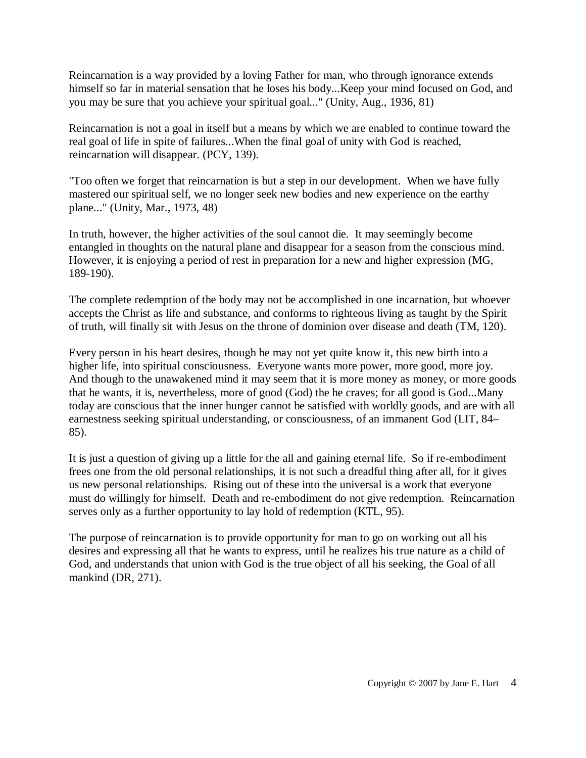Reincarnation is a way provided by a loving Father for man, who through ignorance extends himself so far in material sensation that he loses his body...Keep your mind focused on God, and you may be sure that you achieve your spiritual goal..." (Unity, Aug., 1936, 81)

Reincarnation is not a goal in itself but a means by which we are enabled to continue toward the real goal of life in spite of failures...When the final goal of unity with God is reached, reincarnation will disappear. (PCY, 139).

"Too often we forget that reincarnation is but a step in our development. When we have fully mastered our spiritual self, we no longer seek new bodies and new experience on the earthy plane..." (Unity, Mar., 1973, 48)

In truth, however, the higher activities of the soul cannot die. It may seemingly become entangled in thoughts on the natural plane and disappear for a season from the conscious mind. However, it is enjoying a period of rest in preparation for a new and higher expression (MG, 189-190).

The complete redemption of the body may not be accomplished in one incarnation, but whoever accepts the Christ as life and substance, and conforms to righteous living as taught by the Spirit of truth, will finally sit with Jesus on the throne of dominion over disease and death (TM, 120).

Every person in his heart desires, though he may not yet quite know it, this new birth into a higher life, into spiritual consciousness. Everyone wants more power, more good, more joy. And though to the unawakened mind it may seem that it is more money as money, or more goods that he wants, it is, nevertheless, more of good (God) the he craves; for all good is God...Many today are conscious that the inner hunger cannot be satisfied with worldly goods, and are with all earnestness seeking spiritual understanding, or consciousness, of an immanent God (LIT, 84–85).

It is just a question of giving up a little for the all and gaining eternal life. So if re-embodiment frees one from the old personal relationships, it is not such a dreadful thing after all, for it gives us new personal relationships. Rising out of these into the universal is a work that everyone must do willingly for himself. Death and re-embodiment do not give redemption. Reincarnation serves only as a further opportunity to lay hold of redemption (KTL, 95).

The purpose of reincarnation is to provide opportunity for man to go on working out all his desires and expressing all that he wants to express, until he realizes his true nature as a child of God, and understands that union with God is the true object of all his seeking, the Goal of all mankind (DR, 271).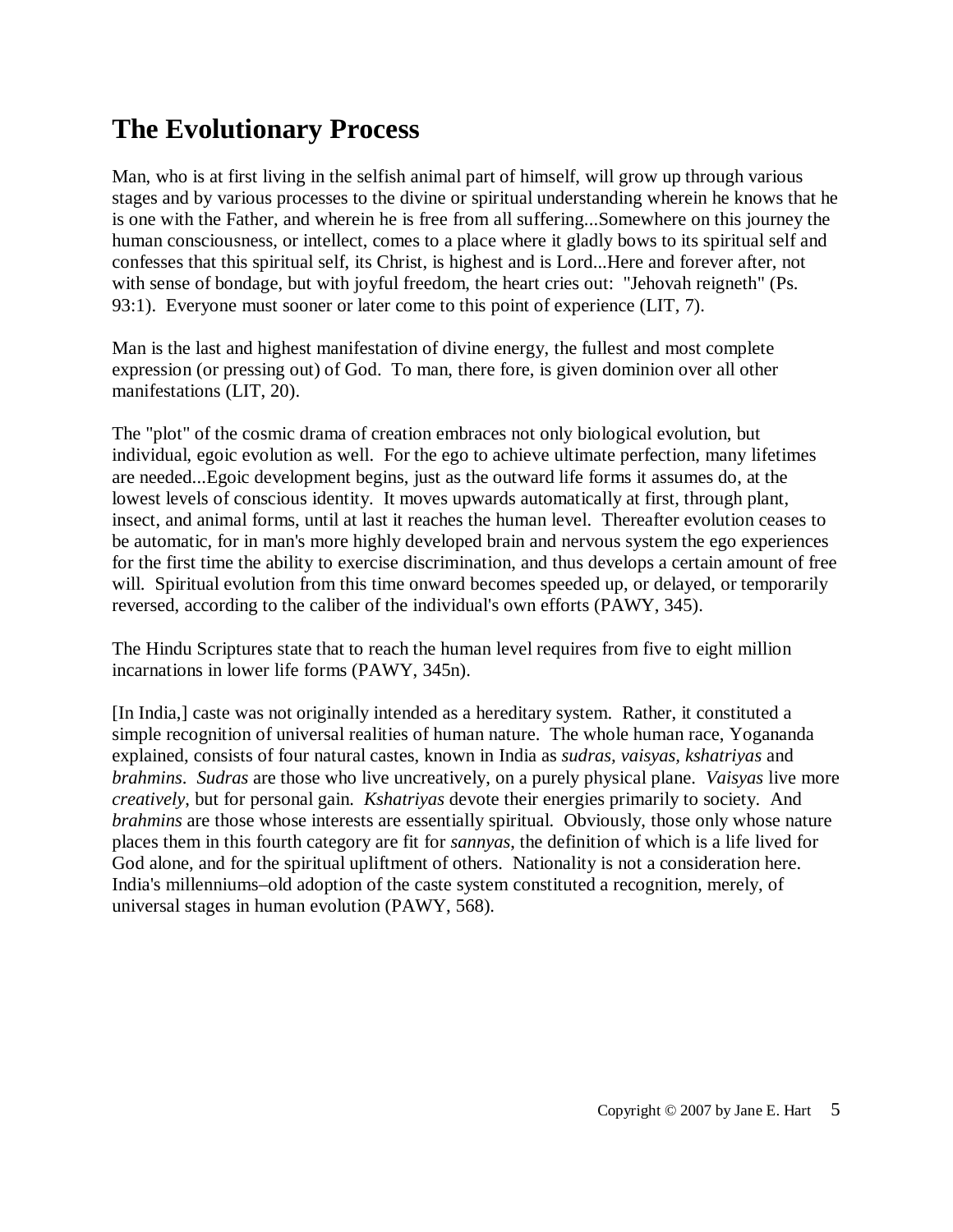# The Evolutionary Process

Man, who is at first living in the selfish animal part of himself, will grow up through various stages and by various processes to the divine or spiritual understanding wherein he knows that he is one with the Father, and wherein he is free from all suffering...Somewhere on this journey the human consciousness, or intellect, comes to a place where it gladly bows to its spiritual self and confesses that this spiritual self, its Christ, is highest and is Lord...Here and forever after, not with sense of bondage, but with joyful freedom, the heart cries out: "Jehovah reigneth" (Ps. 93:1). Everyone must sooner or later come to this point of experience (LIT, 7).

Man is the last and highest manifestation of divine energy, the fullest and most complete expression (or pressing out) of God. To man, there fore, is given dominion over all other manifestations (LIT, 20).

The "plot" of the cosmic drama of creation embraces not only biological evolution, but individual, egoic evolution as well. For the ego to achieve ultimate perfection, many lifetimes are needed...Egoic development begins, just as the outward life forms it assumes do, at the lowest levels of conscious identity. It moves upwards automatically at first, through plant, insect, and animal forms, until at last it reaches the human level. Thereafter evolution ceases to be automatic, for in man's more highly developed brain and nervous system the ego experiences for the first time the ability to exercise discrimination, and thus develops a certain amount of free will. Spiritual evolution from this time onward becomes speeded up, or delayed, or temporarily reversed, according to the caliber of the individual's own efforts (PAWY, 345).

The Hindu Scriptures state that to reach the human level requires from five to eight million incarnations in lower life forms (PAWY, 345n).

[In India,] caste was not originally intended as a hereditary system. Rather, it constituted a simple recognition of universal realities of human nature. The whole human race, Yogananda explained, consists of four natural castes, known in India as *sudras*, *vaisyas*, *kshatriyas* and *brahmins*. *Sudras* are those who live uncreatively, on a purely physical plane. *Vaisyas* live more *creatively*, but for personal gain. *Kshatriyas* devote their energies primarily to society. And *brahmins* are those whose interests are essentially spiritual. Obviously, those only whose nature places them in this fourth category are fit for *sannyas*, the definition of which is a life lived for God alone, and for the spiritual upliftment of others. Nationality is not a consideration here. India's millenniums–old adoption of the caste system constituted a recognition, merely, of universal stages in human evolution (PAWY, 568).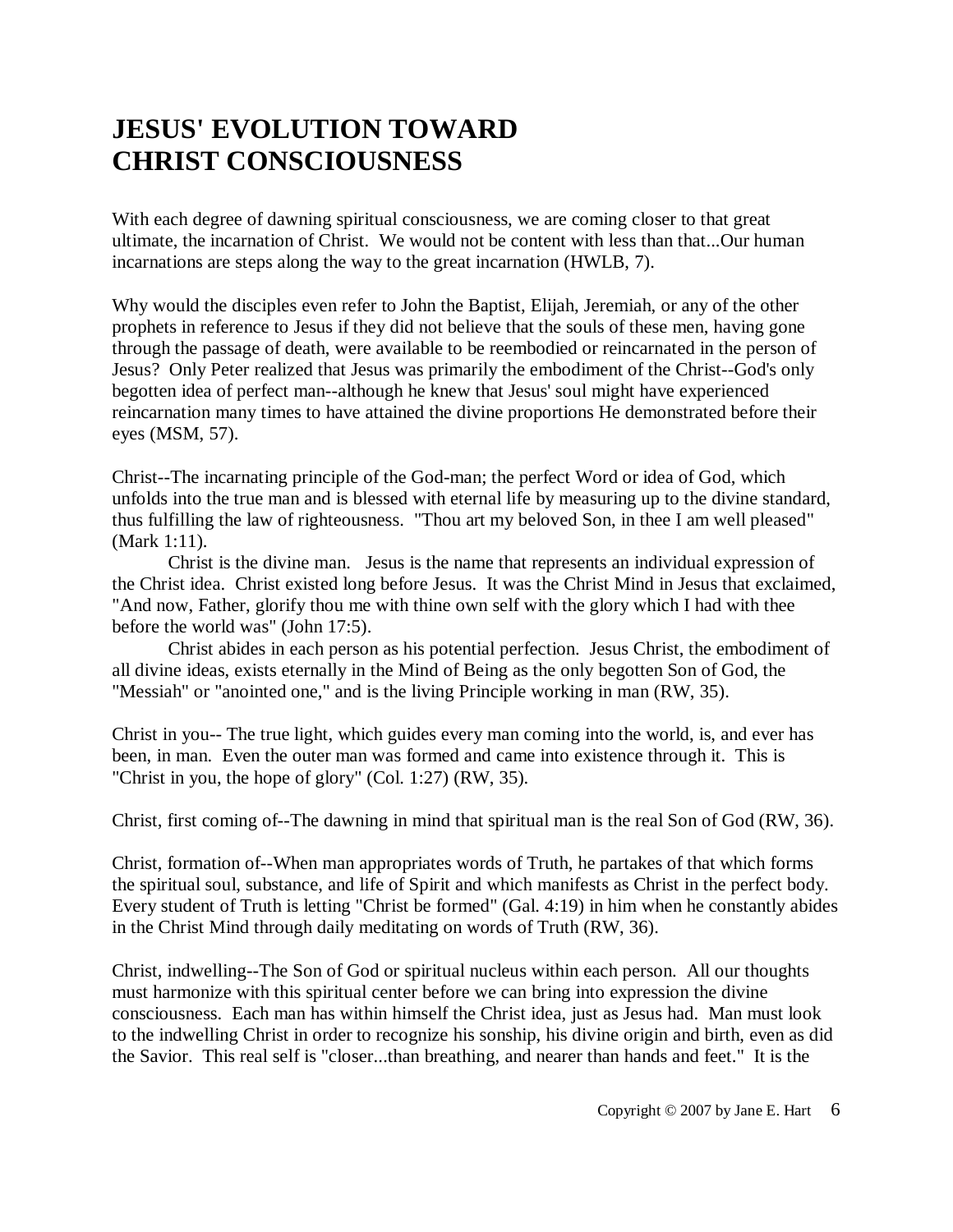# JESUS' EVOLUTION TOWARD CHRIST CONSCIOUSNESS

With each degree of dawning spiritual consciousness, we are coming closer to that great ultimate, the incarnation of Christ. We would not be content with less than that...Our human incarnations are steps along the way to the great incarnation (HWLB, 7).

Why would the disciples even refer to John the Baptist, Elijah, Jeremiah, or any of the other prophets in reference to Jesus if they did not believe that the souls of these men, having gone through the passage of death, were available to be reembodied or reincarnated in the person of Jesus? Only Peter realized that Jesus was primarily the embodiment of the Christ--God's only begotten idea of perfect man--although he knew that Jesus' soul might have experienced reincarnation many times to have attained the divine proportions He demonstrated before their eyes (MSM, 57).

Christ--The incarnating principle of the God-man; the perfect Word or idea of God, which unfolds into the true man and is blessed with eternal life by measuring up to the divine standard, thus fulfilling the law of righteousness. "Thou art my beloved Son, in thee I am well pleased" (Mark 1:11).

Christ is the divine man. Jesus is the name that represents an individual expression of the Christ idea. Christ existed long before Jesus. It was the Christ Mind in Jesus that exclaimed, "And now, Father, glorify thou me with thine own self with the glory which I had with thee before the world was" (John 17:5).

Christ abides in each person as his potential perfection. Jesus Christ, the embodiment of all divine ideas, exists eternally in the Mind of Being as the only begotten Son of God, the "Messiah" or "anointed one," and is the living Principle working in man (RW, 35).

Christ in you-- The true light, which guides every man coming into the world, is, and ever has been, in man. Even the outer man was formed and came into existence through it. This is "Christ in you, the hope of glory" (Col. 1:27) (RW, 35).

Christ, first coming of--The dawning in mind that spiritual man is the real Son of God (RW, 36).

Christ, formation of--When man appropriates words of Truth, he partakes of that which forms the spiritual soul, substance, and life of Spirit and which manifests as Christ in the perfect body. Every student of Truth is letting "Christ be formed" (Gal. 4:19) in him when he constantly abides in the Christ Mind through daily meditating on words of Truth (RW, 36).

Christ, indwelling--The Son of God or spiritual nucleus within each person. All our thoughts must harmonize with this spiritual center before we can bring into expression the divine consciousness. Each man has within himself the Christ idea, just as Jesus had. Man must look to the indwelling Christ in order to recognize his sonship, his divine origin and birth, even as did the Savior. This real self is "closer...than breathing, and nearer than hands and feet." It is the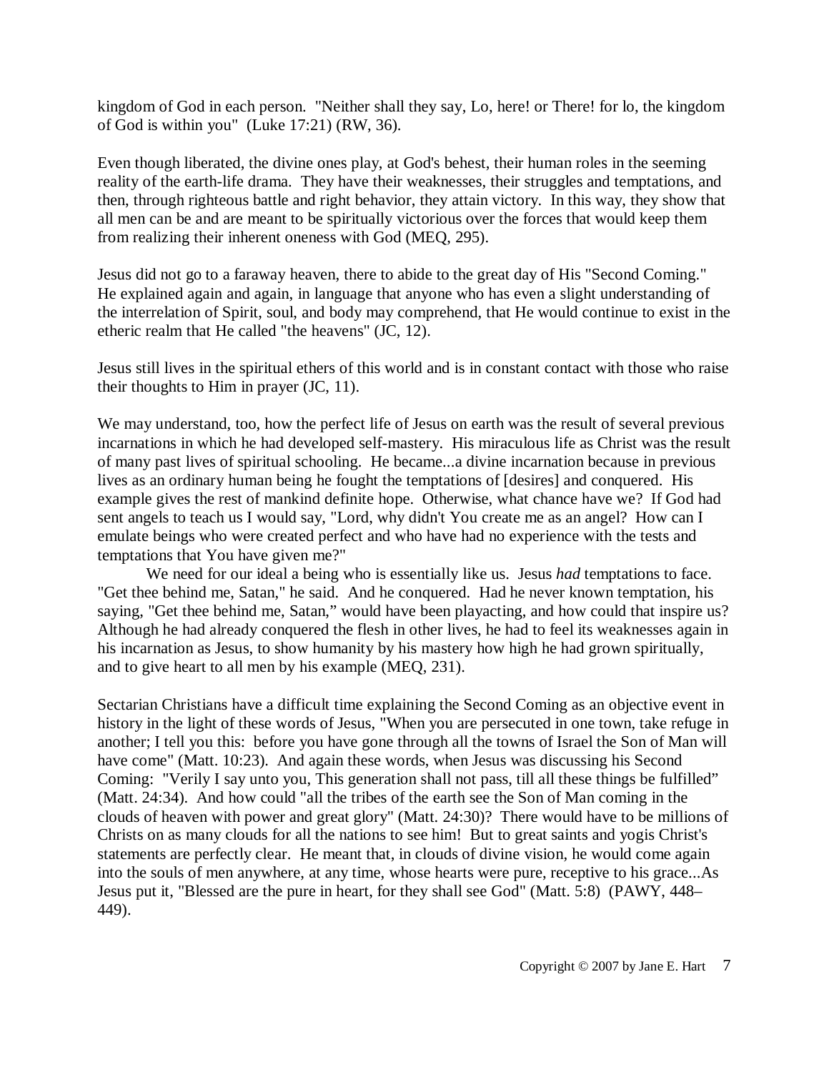kingdom of God in each person. "Neither shall they say, Lo, here! or There! for lo, the kingdom of God is within you" (Luke 17:21) (RW, 36).

Even though liberated, the divine ones play, at God's behest, their human roles in the seeming reality of the earth-life drama. They have their weaknesses, their struggles and temptations, and then, through righteous battle and right behavior, they attain victory. In this way, they show that all men can be and are meant to be spiritually victorious over the forces that would keep them from realizing their inherent oneness with God (MEQ, 295).

Jesus did not go to a faraway heaven, there to abide to the great day of His "Second Coming." He explained again and again, in language that anyone who has even a slight understanding of the interrelation of Spirit, soul, and body may comprehend, that He would continue to exist in the etheric realm that He called "the heavens" (JC, 12).

Jesus still lives in the spiritual ethers of this world and is in constant contact with those who raise their thoughts to Him in prayer (JC, 11).

We may understand, too, how the perfect life of Jesus on earth was the result of several previous incarnations in which he had developed self-mastery. His miraculous life as Christ was the result of many past lives of spiritual schooling. He became...a divine incarnation because in previous lives as an ordinary human being he fought the temptations of [desires] and conquered. His example gives the rest of mankind definite hope. Otherwise, what chance have we? If God had sent angels to teach us I would say, "Lord, why didn't You create me as an angel? How can I emulate beings who were created perfect and who have had no experience with the tests and temptations that You have given me?"

We need for our ideal a being who is essentially like us. Jesus *had* temptations to face. "Get thee behind me, Satan," he said. And he conquered. Had he never known temptation, his saying, "Get thee behind me, Satan," would have been playacting, and how could that inspire us? Although he had already conquered the flesh in other lives, he had to feel its weaknesses again in his incarnation as Jesus, to show humanity by his mastery how high he had grown spiritually, and to give heart to all men by his example (MEQ, 231).

Sectarian Christians have a difficult time explaining the Second Coming as an objective event in history in the light of these words of Jesus, "When you are persecuted in one town, take refuge in another; I tell you this: before you have gone through all the towns of Israel the Son of Man will have come" (Matt. 10:23). And again these words, when Jesus was discussing his Second Coming: "Verily I say unto you, This generation shall not pass, till all these things be fulfilled" (Matt. 24:34). And how could "all the tribes of the earth see the Son of Man coming in the clouds of heaven with power and great glory" (Matt. 24:30)? There would have to be millions of Christs on as many clouds for all the nations to see him! But to great saints and yogis Christ's statements are perfectly clear. He meant that, in clouds of divine vision, he would come again into the souls of men anywhere, at any time, whose hearts were pure, receptive to his grace...As Jesus put it, "Blessed are the pure in heart, for they shall see God" (Matt. 5:8) (PAWY, 448–449).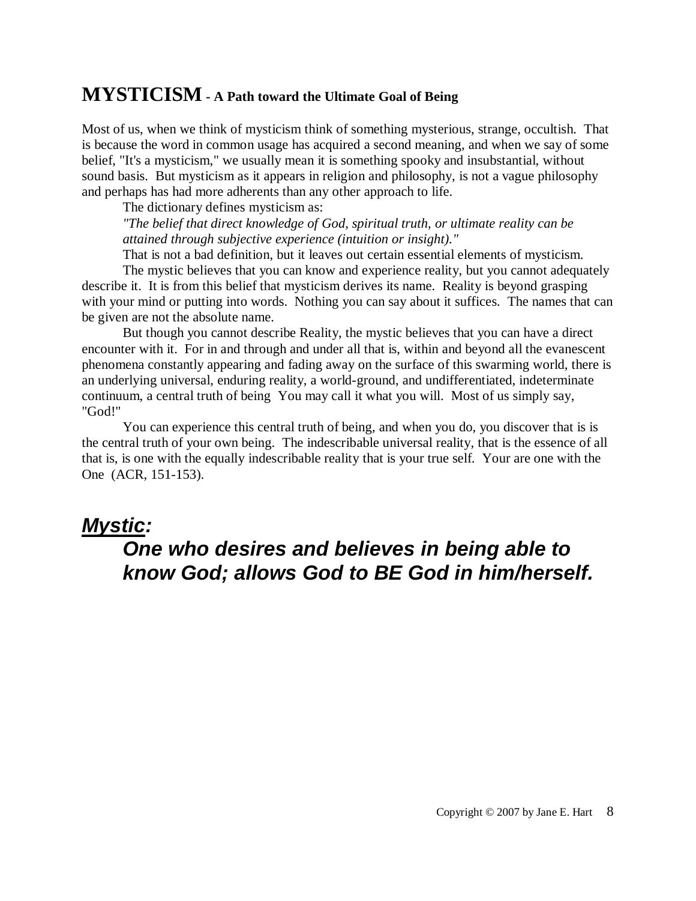# MYSTICISM - A Path toward the Ultimate Goal of Being

Most of us, when we think of mysticism think of something mysterious, strange, occultish. That is because the word in common usage has acquired a second meaning, and when we say of some belief, "It's a mysticism," we usually mean it is something spooky and insubstantial, without sound basis. But mysticism as it appears in religion and philosophy, is not a vague philosophy and perhaps has had more adherents than any other approach to life.

The dictionary defines mysticism as:

*"The belief that direct knowledge of God, spiritual truth, or ultimate reality can be attained through subjective experience (intuition or insight)."*

That is not a bad definition, but it leaves out certain essential elements of mysticism.

The mystic believes that you can know and experience reality, but you cannot adequately describe it. It is from this belief that mysticism derives its name. Reality is beyond grasping with your mind or putting into words. Nothing you can say about it suffices. The names that can be given are not the absolute name.

But though you cannot describe Reality, the mystic believes that you can have a direct encounter with it. For in and through and under all that is, within and beyond all the evanescent phenomena constantly appearing and fading away on the surface of this swarming world, there is an underlying universal, enduring reality, a world-ground, and undifferentiated, indeterminate continuum, a central truth of being You may call it what you will. Most of us simply say, "God!"

You can experience this central truth of being, and when you do, you discover that is is the central truth of your own being. The indescribable universal reality, that is the essence of all that is, is one with the equally indescribable reality that is your true self. Your are one with the One (ACR, 151-153).

## ***Mystic:***

> ***One who desires and believes in being able to know God; allows God to BE God in him/herself.***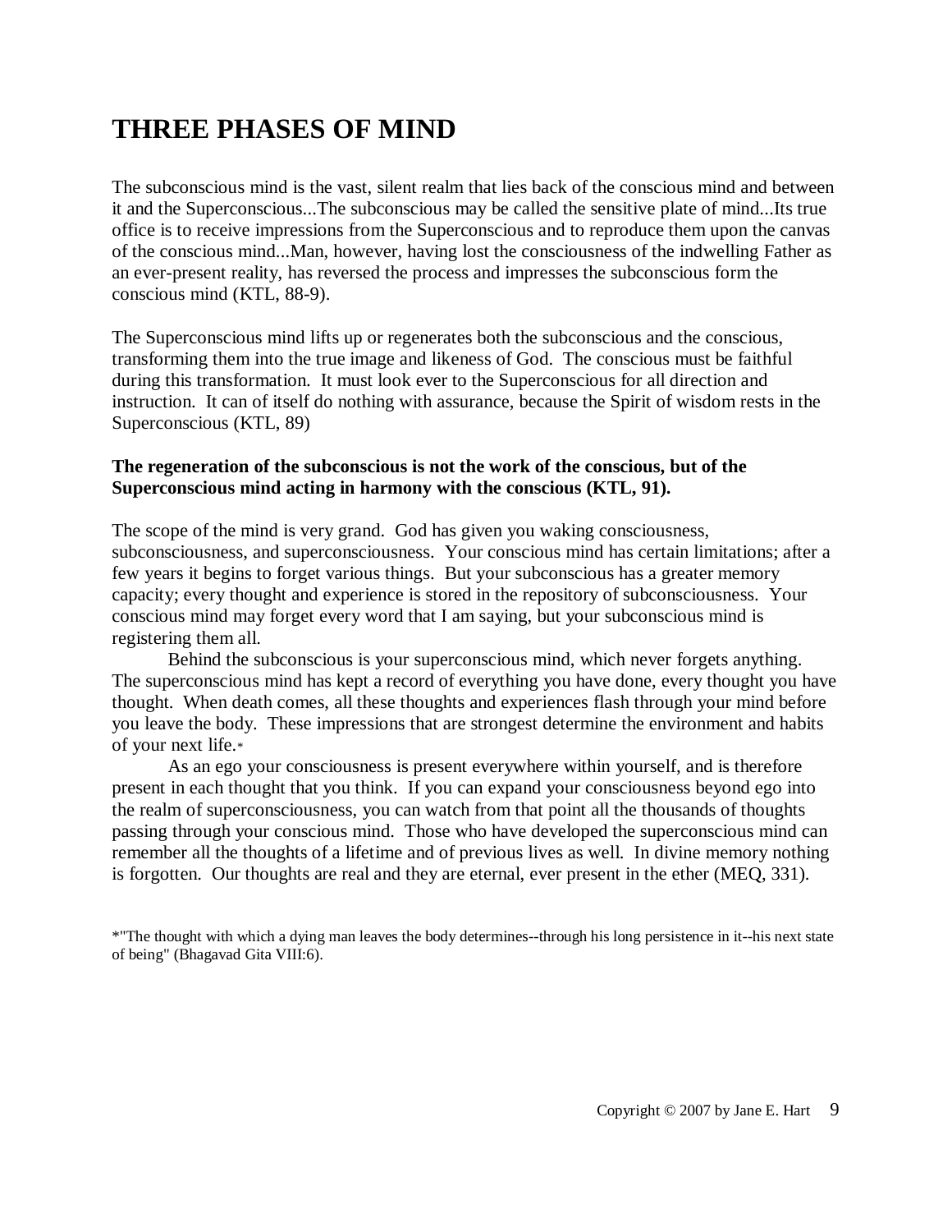# THREE PHASES OF MIND

The subconscious mind is the vast, silent realm that lies back of the conscious mind and between it and the Superconscious...The subconscious may be called the sensitive plate of mind...Its true office is to receive impressions from the Superconscious and to reproduce them upon the canvas of the conscious mind...Man, however, having lost the consciousness of the indwelling Father as an ever-present reality, has reversed the process and impresses the subconscious form the conscious mind (KTL, 88-9).

The Superconscious mind lifts up or regenerates both the subconscious and the conscious, transforming them into the true image and likeness of God. The conscious must be faithful during this transformation. It must look ever to the Superconscious for all direction and instruction. It can of itself do nothing with assurance, because the Spirit of wisdom rests in the Superconscious (KTL, 89)

**The regeneration of the subconscious is not the work of the conscious, but of the Superconscious mind acting in harmony with the conscious (KTL, 91).**

The scope of the mind is very grand. God has given you waking consciousness, subconsciousness, and superconsciousness. Your conscious mind has certain limitations; after a few years it begins to forget various things. But your subconscious has a greater memory capacity; every thought and experience is stored in the repository of subconsciousness. Your conscious mind may forget every word that I am saying, but your subconscious mind is registering them all.

Behind the subconscious is your superconscious mind, which never forgets anything. The superconscious mind has kept a record of everything you have done, every thought you have thought. When death comes, all these thoughts and experiences flash through your mind before you leave the body. These impressions that are strongest determine the environment and habits of your next life.*

As an ego your consciousness is present everywhere within yourself, and is therefore present in each thought that you think. If you can expand your consciousness beyond ego into the realm of superconsciousness, you can watch from that point all the thousands of thoughts passing through your conscious mind. Those who have developed the superconscious mind can remember all the thoughts of a lifetime and of previous lives as well. In divine memory nothing is forgotten. Our thoughts are real and they are eternal, ever present in the ether (MEQ, 331).

*"The thought with which a dying man leaves the body determines--through his long persistence in it--his next state of being" (Bhagavad Gita VIII:6).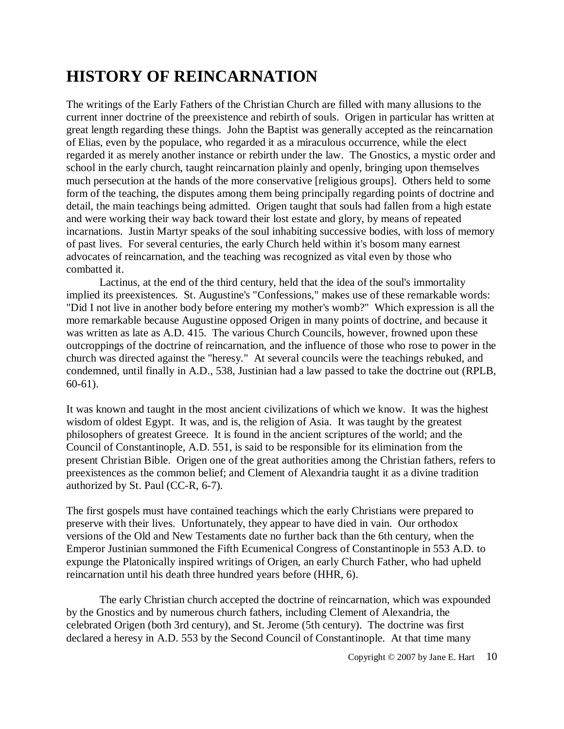# HISTORY OF REINCARNATION

The writings of the Early Fathers of the Christian Church are filled with many allusions to the current inner doctrine of the preexistence and rebirth of souls. Origen in particular has written at great length regarding these things. John the Baptist was generally accepted as the reincarnation of Elias, even by the populace, who regarded it as a miraculous occurrence, while the elect regarded it as merely another instance or rebirth under the law. The Gnostics, a mystic order and school in the early church, taught reincarnation plainly and openly, bringing upon themselves much persecution at the hands of the more conservative [religious groups]. Others held to some form of the teaching, the disputes among them being principally regarding points of doctrine and detail, the main teachings being admitted. Origen taught that souls had fallen from a high estate and were working their way back toward their lost estate and glory, by means of repeated incarnations. Justin Martyr speaks of the soul inhabiting successive bodies, with loss of memory of past lives. For several centuries, the early Church held within it's bosom many earnest advocates of reincarnation, and the teaching was recognized as vital even by those who combatted it.

Lactinus, at the end of the third century, held that the idea of the soul's immortality implied its preexistences. St. Augustine's "Confessions," makes use of these remarkable words: "Did I not live in another body before entering my mother's womb?" Which expression is all the more remarkable because Augustine opposed Origen in many points of doctrine, and because it was written as late as A.D. 415. The various Church Councils, however, frowned upon these outcroppings of the doctrine of reincarnation, and the influence of those who rose to power in the church was directed against the "heresy." At several councils were the teachings rebuked, and condemned, until finally in A.D., 538, Justinian had a law passed to take the doctrine out (RPLB, 60-61).

It was known and taught in the most ancient civilizations of which we know. It was the highest wisdom of oldest Egypt. It was, and is, the religion of Asia. It was taught by the greatest philosophers of greatest Greece. It is found in the ancient scriptures of the world; and the Council of Constantinople, A.D. 551, is said to be responsible for its elimination from the present Christian Bible. Origen one of the great authorities among the Christian fathers, refers to preexistences as the common belief; and Clement of Alexandria taught it as a divine tradition authorized by St. Paul (CC-R, 6-7).

The first gospels must have contained teachings which the early Christians were prepared to preserve with their lives. Unfortunately, they appear to have died in vain. Our orthodox versions of the Old and New Testaments date no further back than the 6th century, when the Emperor Justinian summoned the Fifth Ecumenical Congress of Constantinople in 553 A.D. to expunge the Platonically inspired writings of Origen, an early Church Father, who had upheld reincarnation until his death three hundred years before (HHR, 6).

The early Christian church accepted the doctrine of reincarnation, which was expounded by the Gnostics and by numerous church fathers, including Clement of Alexandria, the celebrated Origen (both 3rd century), and St. Jerome (5th century). The doctrine was first declared a heresy in A.D. 553 by the Second Council of Constantinople. At that time many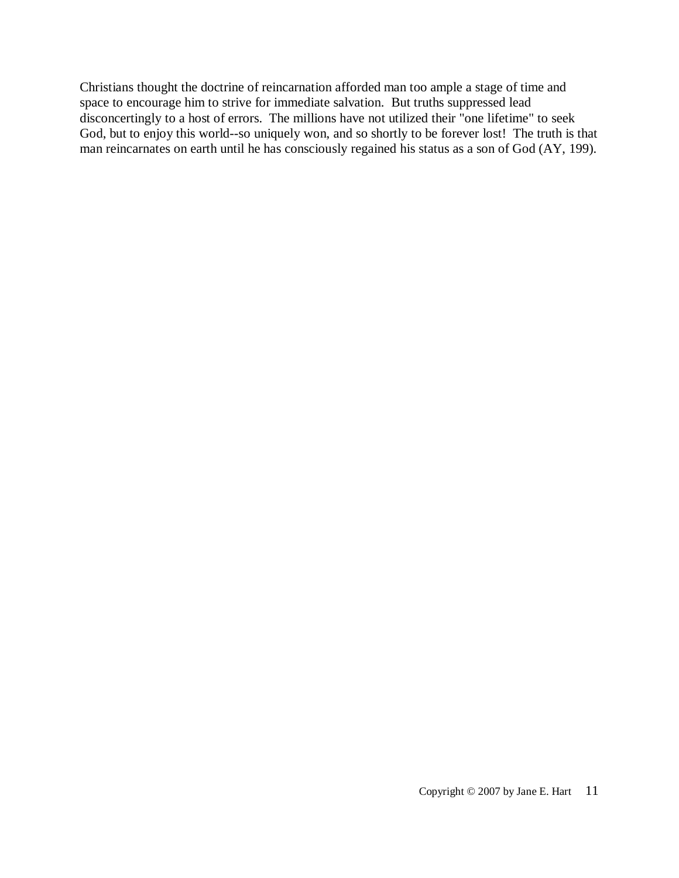Christians thought the doctrine of reincarnation afforded man too ample a stage of time and space to encourage him to strive for immediate salvation. But truths suppressed lead disconcertingly to a host of errors. The millions have not utilized their "one lifetime" to seek God, but to enjoy this world--so uniquely won, and so shortly to be forever lost! The truth is that man reincarnates on earth until he has consciously regained his status as a son of God (AY, 199).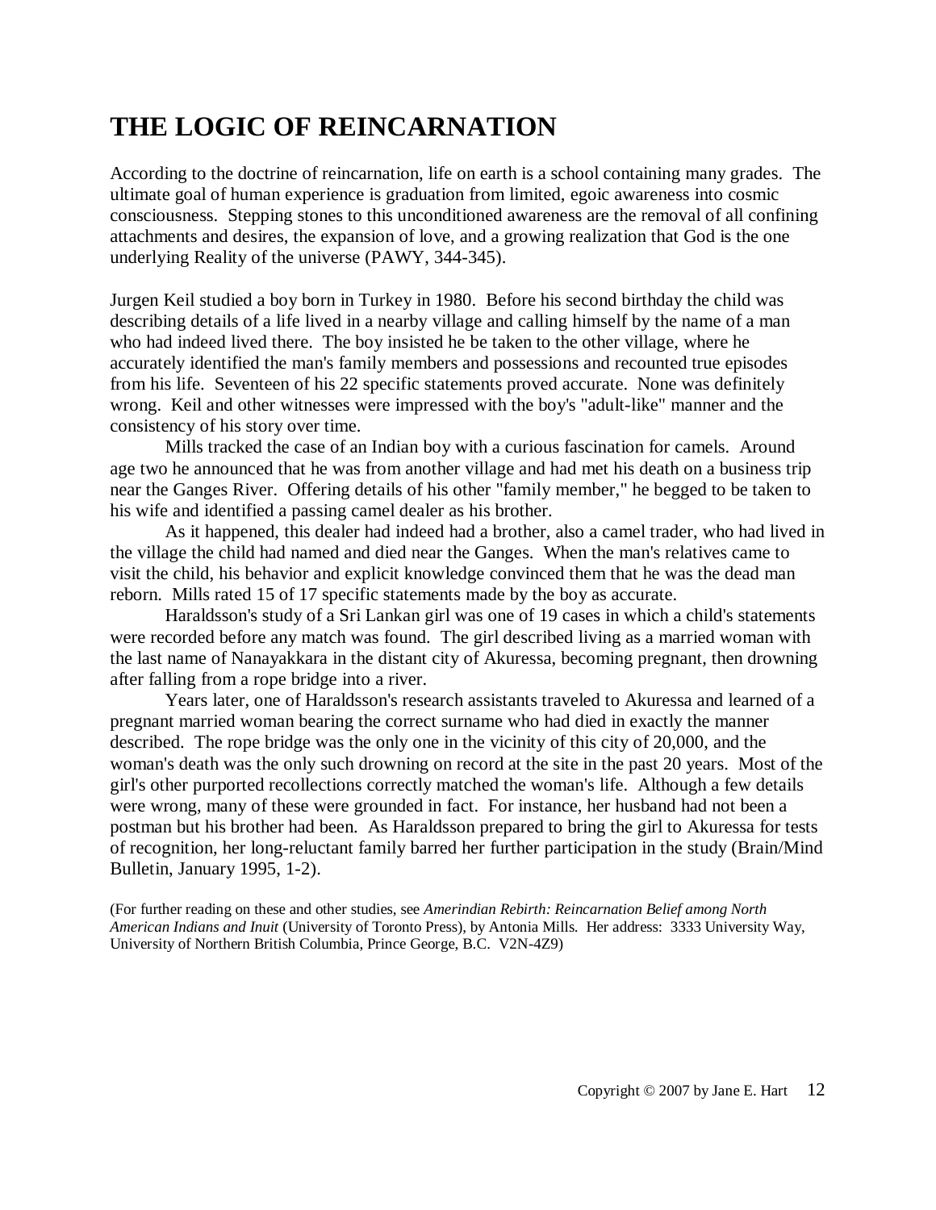# THE LOGIC OF REINCARNATION

According to the doctrine of reincarnation, life on earth is a school containing many grades. The ultimate goal of human experience is graduation from limited, egoic awareness into cosmic consciousness. Stepping stones to this unconditioned awareness are the removal of all confining attachments and desires, the expansion of love, and a growing realization that God is the one underlying Reality of the universe (PAWY, 344-345).

Jurgen Keil studied a boy born in Turkey in 1980. Before his second birthday the child was describing details of a life lived in a nearby village and calling himself by the name of a man who had indeed lived there. The boy insisted he be taken to the other village, where he accurately identified the man's family members and possessions and recounted true episodes from his life. Seventeen of his 22 specific statements proved accurate. None was definitely wrong. Keil and other witnesses were impressed with the boy's "adult-like" manner and the consistency of his story over time.

Mills tracked the case of an Indian boy with a curious fascination for camels. Around age two he announced that he was from another village and had met his death on a business trip near the Ganges River. Offering details of his other "family member," he begged to be taken to his wife and identified a passing camel dealer as his brother.

As it happened, this dealer had indeed had a brother, also a camel trader, who had lived in the village the child had named and died near the Ganges. When the man's relatives came to visit the child, his behavior and explicit knowledge convinced them that he was the dead man reborn. Mills rated 15 of 17 specific statements made by the boy as accurate.

Haraldsson's study of a Sri Lankan girl was one of 19 cases in which a child's statements were recorded before any match was found. The girl described living as a married woman with the last name of Nanayakkara in the distant city of Akuressa, becoming pregnant, then drowning after falling from a rope bridge into a river.

Years later, one of Haraldsson's research assistants traveled to Akuressa and learned of a pregnant married woman bearing the correct surname who had died in exactly the manner described. The rope bridge was the only one in the vicinity of this city of 20,000, and the woman's death was the only such drowning on record at the site in the past 20 years. Most of the girl's other purported recollections correctly matched the woman's life. Although a few details were wrong, many of these were grounded in fact. For instance, her husband had not been a postman but his brother had been. As Haraldsson prepared to bring the girl to Akuressa for tests of recognition, her long-reluctant family barred her further participation in the study (Brain/Mind Bulletin, January 1995, 1-2).

(For further reading on these and other studies, see *Amerindian Rebirth: Reincarnation Belief among North American Indians and Inuit* (University of Toronto Press), by Antonia Mills. Her address: 3333 University Way, University of Northern British Columbia, Prince George, B.C. V2N-4Z9)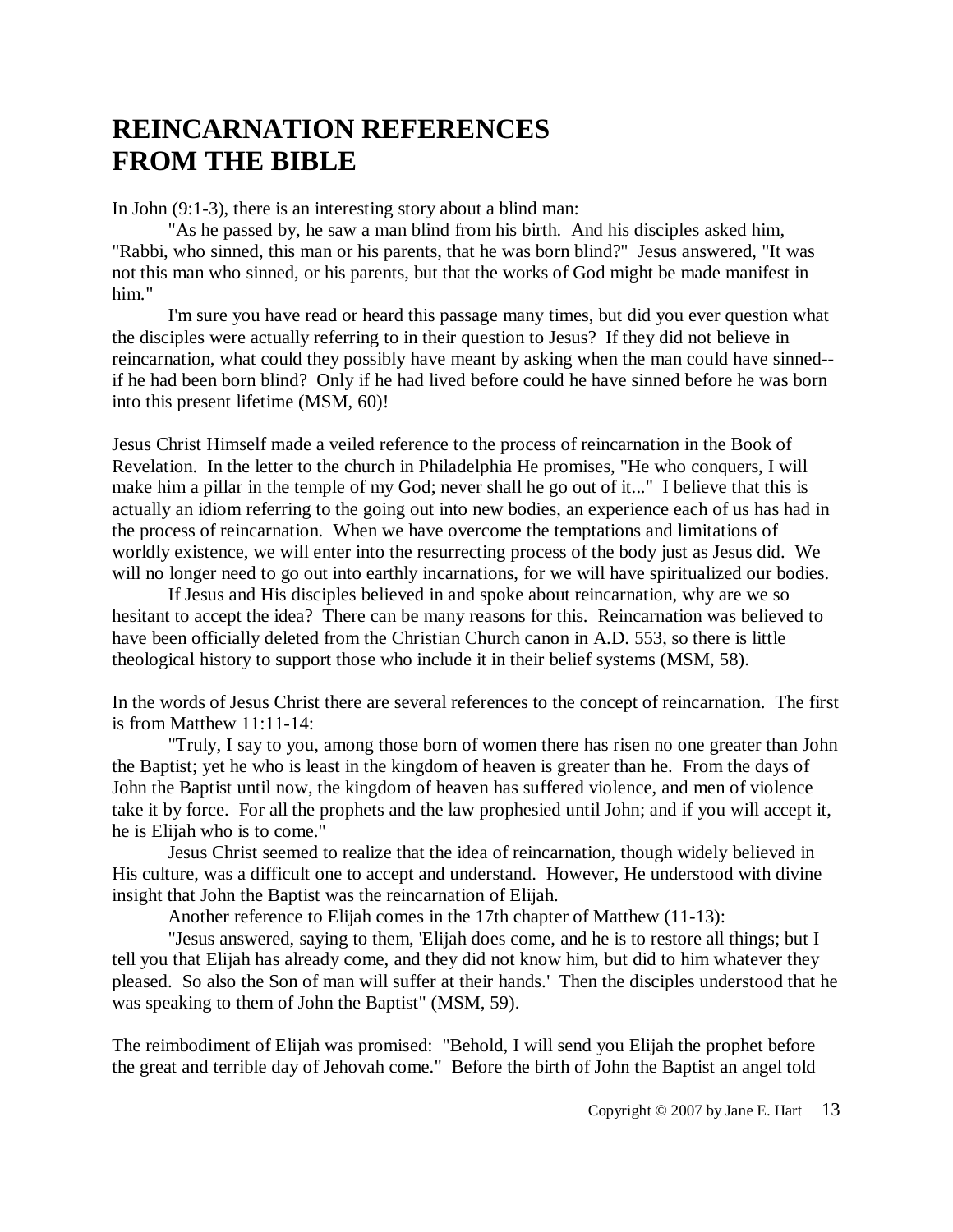# REINCARNATION REFERENCES FROM THE BIBLE

In John (9:1-3), there is an interesting story about a blind man:

"As he passed by, he saw a man blind from his birth. And his disciples asked him, "Rabbi, who sinned, this man or his parents, that he was born blind?" Jesus answered, "It was not this man who sinned, or his parents, but that the works of God might be made manifest in him."

I'm sure you have read or heard this passage many times, but did you ever question what the disciples were actually referring to in their question to Jesus? If they did not believe in reincarnation, what could they possibly have meant by asking when the man could have sinned--if he had been born blind? Only if he had lived before could he have sinned before he was born into this present lifetime (MSM, 60)!

Jesus Christ Himself made a veiled reference to the process of reincarnation in the Book of Revelation. In the letter to the church in Philadelphia He promises, "He who conquers, I will make him a pillar in the temple of my God; never shall he go out of it..." I believe that this is actually an idiom referring to the going out into new bodies, an experience each of us has had in the process of reincarnation. When we have overcome the temptations and limitations of worldly existence, we will enter into the resurrecting process of the body just as Jesus did. We will no longer need to go out into earthly incarnations, for we will have spiritualized our bodies.

If Jesus and His disciples believed in and spoke about reincarnation, why are we so hesitant to accept the idea? There can be many reasons for this. Reincarnation was believed to have been officially deleted from the Christian Church canon in A.D. 553, so there is little theological history to support those who include it in their belief systems (MSM, 58).

In the words of Jesus Christ there are several references to the concept of reincarnation. The first is from Matthew 11:11-14:

"Truly, I say to you, among those born of women there has risen no one greater than John the Baptist; yet he who is least in the kingdom of heaven is greater than he. From the days of John the Baptist until now, the kingdom of heaven has suffered violence, and men of violence take it by force. For all the prophets and the law prophesied until John; and if you will accept it, he is Elijah who is to come."

Jesus Christ seemed to realize that the idea of reincarnation, though widely believed in His culture, was a difficult one to accept and understand. However, He understood with divine insight that John the Baptist was the reincarnation of Elijah.

Another reference to Elijah comes in the 17th chapter of Matthew (11-13):

"Jesus answered, saying to them, 'Elijah does come, and he is to restore all things; but I tell you that Elijah has already come, and they did not know him, but did to him whatever they pleased. So also the Son of man will suffer at their hands.' Then the disciples understood that he was speaking to them of John the Baptist" (MSM, 59).

The reimbodiment of Elijah was promised: "Behold, I will send you Elijah the prophet before the great and terrible day of Jehovah come." Before the birth of John the Baptist an angel told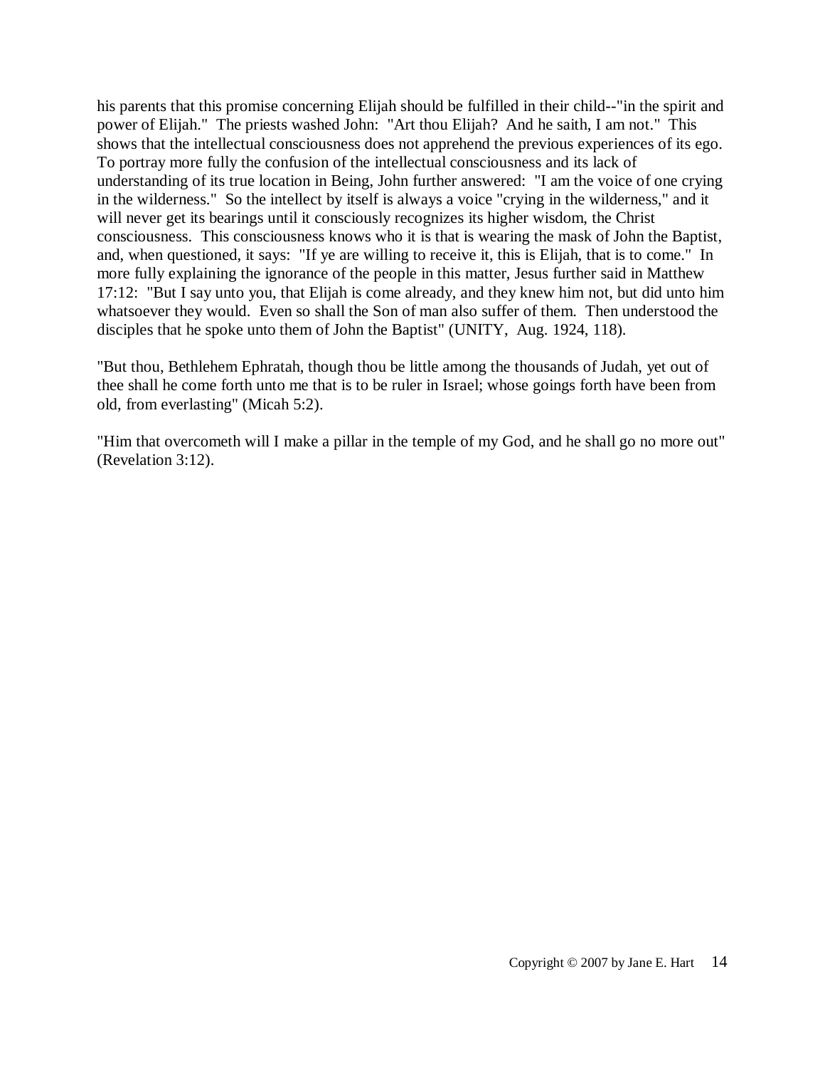his parents that this promise concerning Elijah should be fulfilled in their child--"in the spirit and power of Elijah." The priests washed John: "Art thou Elijah? And he saith, I am not." This shows that the intellectual consciousness does not apprehend the previous experiences of its ego. To portray more fully the confusion of the intellectual consciousness and its lack of understanding of its true location in Being, John further answered: "I am the voice of one crying in the wilderness." So the intellect by itself is always a voice "crying in the wilderness," and it will never get its bearings until it consciously recognizes its higher wisdom, the Christ consciousness. This consciousness knows who it is that is wearing the mask of John the Baptist, and, when questioned, it says: "If ye are willing to receive it, this is Elijah, that is to come." In more fully explaining the ignorance of the people in this matter, Jesus further said in Matthew 17:12: "But I say unto you, that Elijah is come already, and they knew him not, but did unto him whatsoever they would. Even so shall the Son of man also suffer of them. Then understood the disciples that he spoke unto them of John the Baptist" (UNITY, Aug. 1924, 118).

"But thou, Bethlehem Ephratah, though thou be little among the thousands of Judah, yet out of thee shall he come forth unto me that is to be ruler in Israel; whose goings forth have been from old, from everlasting" (Micah 5:2).

"Him that overcometh will I make a pillar in the temple of my God, and he shall go no more out" (Revelation 3:12).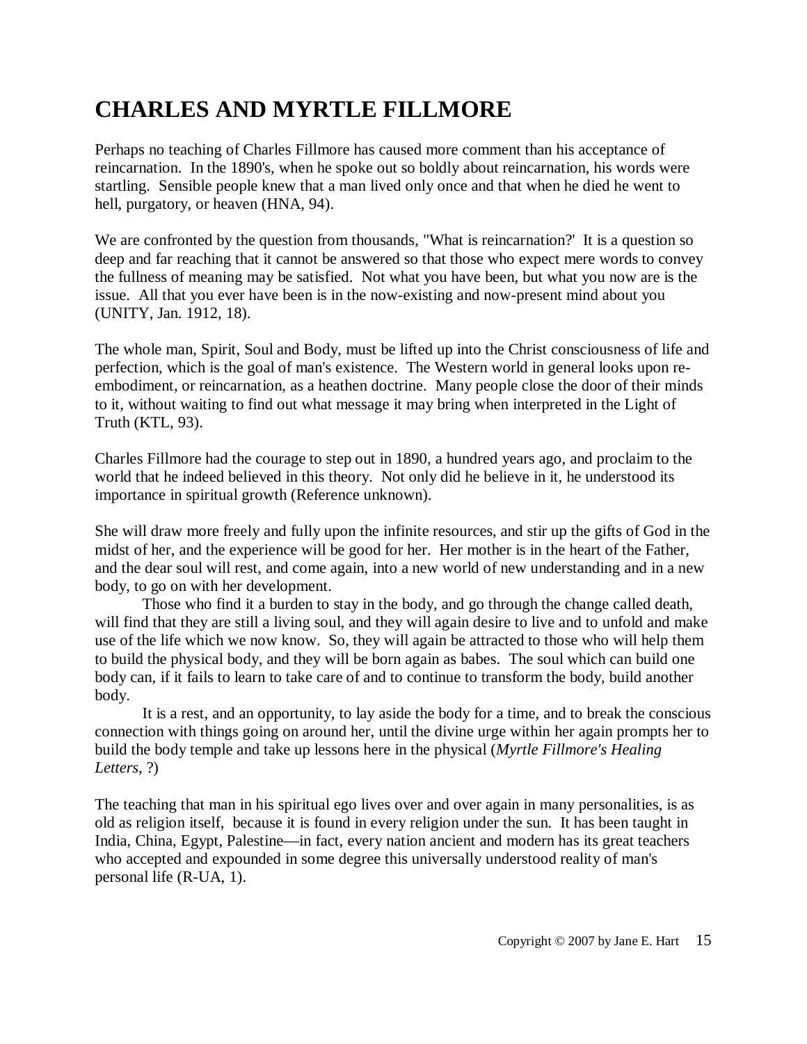# CHARLES AND MYRTLE FILLMORE

Perhaps no teaching of Charles Fillmore has caused more comment than his acceptance of reincarnation. In the 1890's, when he spoke out so boldly about reincarnation, his words were startling. Sensible people knew that a man lived only once and that when he died he went to hell, purgatory, or heaven (HNA, 94).

We are confronted by the question from thousands, "What is reincarnation?' It is a question so deep and far reaching that it cannot be answered so that those who expect mere words to convey the fullness of meaning may be satisfied. Not what you have been, but what you now are is the issue. All that you ever have been is in the now-existing and now-present mind about you (UNITY, Jan. 1912, 18).

The whole man, Spirit, Soul and Body, must be lifted up into the Christ consciousness of life and perfection, which is the goal of man's existence. The Western world in general looks upon re-embodiment, or reincarnation, as a heathen doctrine. Many people close the door of their minds to it, without waiting to find out what message it may bring when interpreted in the Light of Truth (KTL, 93).

Charles Fillmore had the courage to step out in 1890, a hundred years ago, and proclaim to the world that he indeed believed in this theory. Not only did he believe in it, he understood its importance in spiritual growth (Reference unknown).

She will draw more freely and fully upon the infinite resources, and stir up the gifts of God in the midst of her, and the experience will be good for her. Her mother is in the heart of the Father, and the dear soul will rest, and come again, into a new world of new understanding and in a new body, to go on with her development.

Those who find it a burden to stay in the body, and go through the change called death, will find that they are still a living soul, and they will again desire to live and to unfold and make use of the life which we now know. So, they will again be attracted to those who will help them to build the physical body, and they will be born again as babes. The soul which can build one body can, if it fails to learn to take care of and to continue to transform the body, build another body.

It is a rest, and an opportunity, to lay aside the body for a time, and to break the conscious connection with things going on around her, until the divine urge within her again prompts her to build the body temple and take up lessons here in the physical (*Myrtle Fillmore's Healing Letters*, ?)

The teaching that man in his spiritual ego lives over and over again in many personalities, is as old as religion itself, because it is found in every religion under the sun. It has been taught in India, China, Egypt, Palestine—in fact, every nation ancient and modern has its great teachers who accepted and expounded in some degree this universally understood reality of man's personal life (R-UA, 1).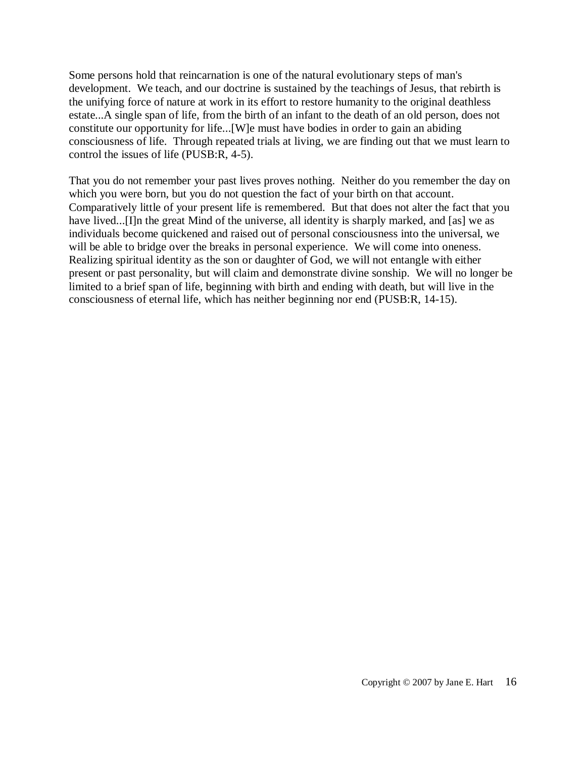Some persons hold that reincarnation is one of the natural evolutionary steps of man's development. We teach, and our doctrine is sustained by the teachings of Jesus, that rebirth is the unifying force of nature at work in its effort to restore humanity to the original deathless estate...A single span of life, from the birth of an infant to the death of an old person, does not constitute our opportunity for life...[W]e must have bodies in order to gain an abiding consciousness of life. Through repeated trials at living, we are finding out that we must learn to control the issues of life (PUSB:R, 4-5).

That you do not remember your past lives proves nothing. Neither do you remember the day on which you were born, but you do not question the fact of your birth on that account. Comparatively little of your present life is remembered. But that does not alter the fact that you have lived...[I]n the great Mind of the universe, all identity is sharply marked, and [as] we as individuals become quickened and raised out of personal consciousness into the universal, we will be able to bridge over the breaks in personal experience. We will come into oneness. Realizing spiritual identity as the son or daughter of God, we will not entangle with either present or past personality, but will claim and demonstrate divine sonship. We will no longer be limited to a brief span of life, beginning with birth and ending with death, but will live in the consciousness of eternal life, which has neither beginning nor end (PUSB:R, 14-15).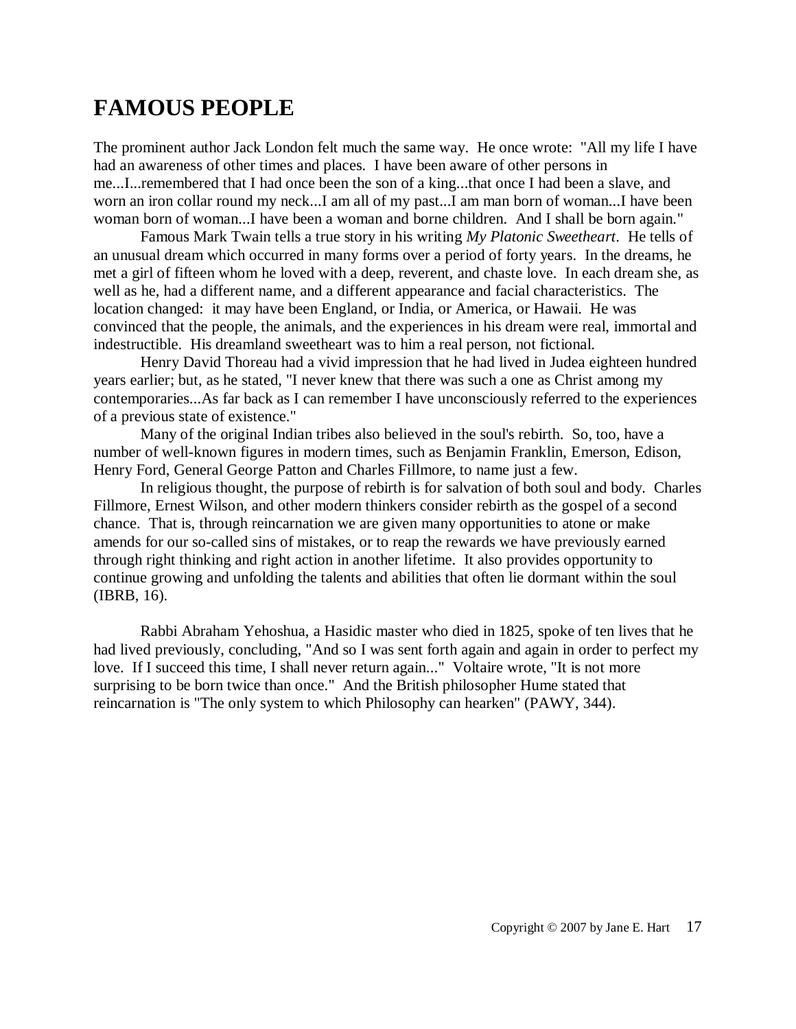# FAMOUS PEOPLE

The prominent author Jack London felt much the same way. He once wrote: "All my life I have had an awareness of other times and places. I have been aware of other persons in me...I...remembered that I had once been the son of a king...that once I had been a slave, and worn an iron collar round my neck...I am all of my past...I am man born of woman...I have been woman born of woman...I have been a woman and borne children. And I shall be born again."

Famous Mark Twain tells a true story in his writing *My Platonic Sweetheart*. He tells of an unusual dream which occurred in many forms over a period of forty years. In the dreams, he met a girl of fifteen whom he loved with a deep, reverent, and chaste love. In each dream she, as well as he, had a different name, and a different appearance and facial characteristics. The location changed: it may have been England, or India, or America, or Hawaii. He was convinced that the people, the animals, and the experiences in his dream were real, immortal and indestructible. His dreamland sweetheart was to him a real person, not fictional.

Henry David Thoreau had a vivid impression that he had lived in Judea eighteen hundred years earlier; but, as he stated, "I never knew that there was such a one as Christ among my contemporaries...As far back as I can remember I have unconsciously referred to the experiences of a previous state of existence."

Many of the original Indian tribes also believed in the soul's rebirth. So, too, have a number of well-known figures in modern times, such as Benjamin Franklin, Emerson, Edison, Henry Ford, General George Patton and Charles Fillmore, to name just a few.

In religious thought, the purpose of rebirth is for salvation of both soul and body. Charles Fillmore, Ernest Wilson, and other modern thinkers consider rebirth as the gospel of a second chance. That is, through reincarnation we are given many opportunities to atone or make amends for our so-called sins of mistakes, or to reap the rewards we have previously earned through right thinking and right action in another lifetime. It also provides opportunity to continue growing and unfolding the talents and abilities that often lie dormant within the soul (IBRB, 16).

Rabbi Abraham Yehoshua, a Hasidic master who died in 1825, spoke of ten lives that he had lived previously, concluding, "And so I was sent forth again and again in order to perfect my love. If I succeed this time, I shall never return again..." Voltaire wrote, "It is not more surprising to be born twice than once." And the British philosopher Hume stated that reincarnation is "The only system to which Philosophy can hearken" (PAWY, 344).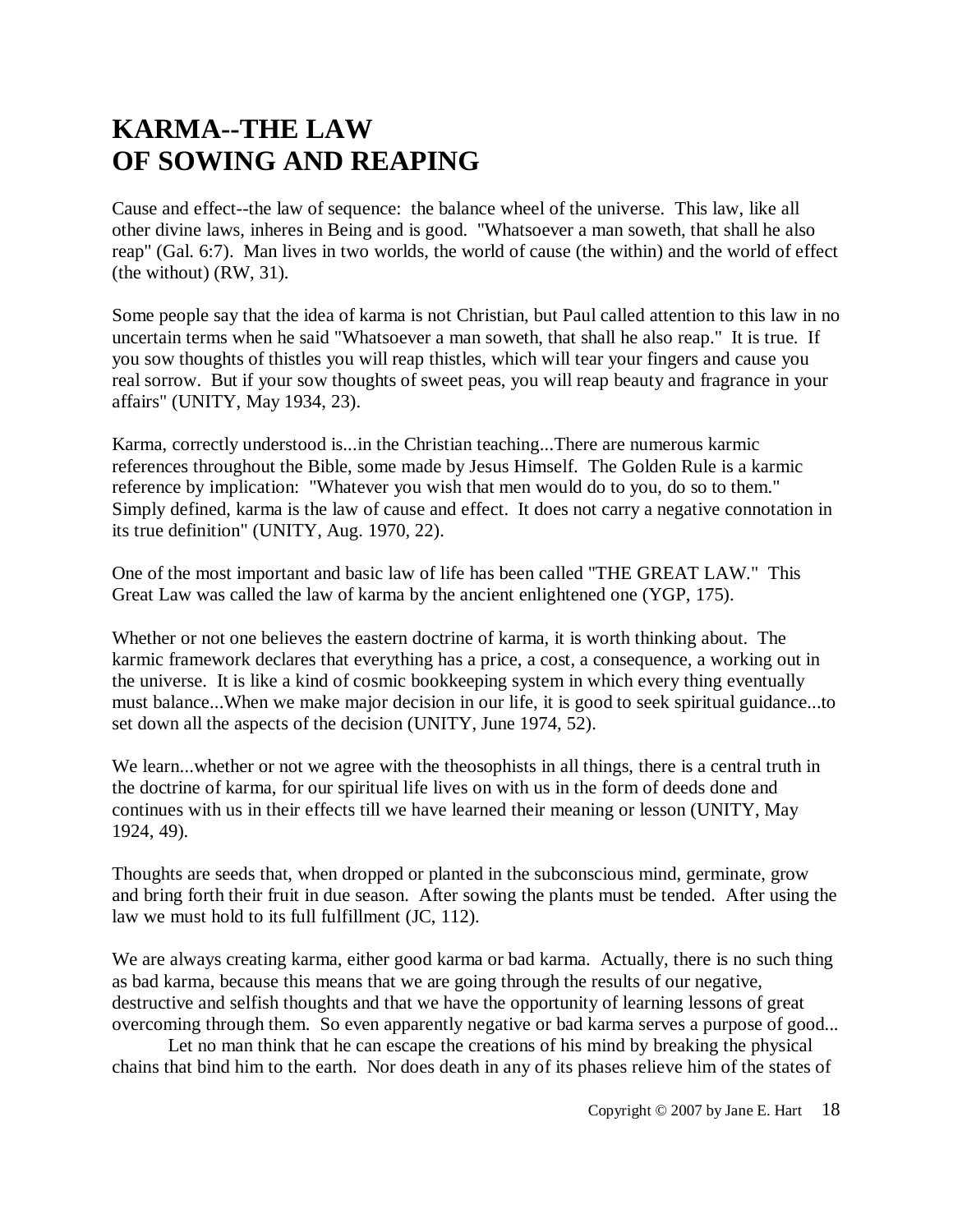# KARMA--THE LAW OF SOWING AND REAPING

Cause and effect--the law of sequence: the balance wheel of the universe. This law, like all other divine laws, inheres in Being and is good. "Whatsoever a man soweth, that shall he also reap" (Gal. 6:7). Man lives in two worlds, the world of cause (the within) and the world of effect (the without) (RW, 31).

Some people say that the idea of karma is not Christian, but Paul called attention to this law in no uncertain terms when he said "Whatsoever a man soweth, that shall he also reap." It is true. If you sow thoughts of thistles you will reap thistles, which will tear your fingers and cause you real sorrow. But if your sow thoughts of sweet peas, you will reap beauty and fragrance in your affairs" (UNITY, May 1934, 23).

Karma, correctly understood is...in the Christian teaching...There are numerous karmic references throughout the Bible, some made by Jesus Himself. The Golden Rule is a karmic reference by implication: "Whatever you wish that men would do to you, do so to them." Simply defined, karma is the law of cause and effect. It does not carry a negative connotation in its true definition" (UNITY, Aug. 1970, 22).

One of the most important and basic law of life has been called "THE GREAT LAW." This Great Law was called the law of karma by the ancient enlightened one (YGP, 175).

Whether or not one believes the eastern doctrine of karma, it is worth thinking about. The karmic framework declares that everything has a price, a cost, a consequence, a working out in the universe. It is like a kind of cosmic bookkeeping system in which every thing eventually must balance...When we make major decision in our life, it is good to seek spiritual guidance...to set down all the aspects of the decision (UNITY, June 1974, 52).

We learn...whether or not we agree with the theosophists in all things, there is a central truth in the doctrine of karma, for our spiritual life lives on with us in the form of deeds done and continues with us in their effects till we have learned their meaning or lesson (UNITY, May 1924, 49).

Thoughts are seeds that, when dropped or planted in the subconscious mind, germinate, grow and bring forth their fruit in due season. After sowing the plants must be tended. After using the law we must hold to its full fulfillment (JC, 112).

We are always creating karma, either good karma or bad karma. Actually, there is no such thing as bad karma, because this means that we are going through the results of our negative, destructive and selfish thoughts and that we have the opportunity of learning lessons of great overcoming through them. So even apparently negative or bad karma serves a purpose of good...

Let no man think that he can escape the creations of his mind by breaking the physical chains that bind him to the earth. Nor does death in any of its phases relieve him of the states of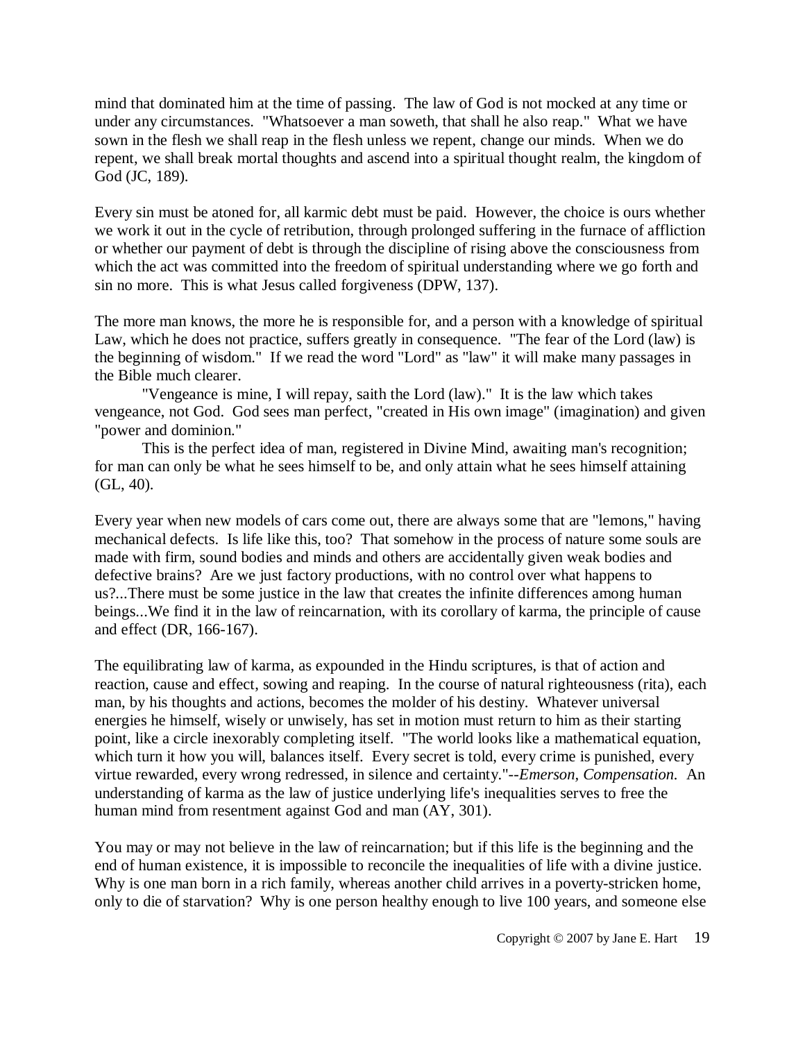mind that dominated him at the time of passing. The law of God is not mocked at any time or under any circumstances. "Whatsoever a man soweth, that shall he also reap." What we have sown in the flesh we shall reap in the flesh unless we repent, change our minds. When we do repent, we shall break mortal thoughts and ascend into a spiritual thought realm, the kingdom of God (JC, 189).

Every sin must be atoned for, all karmic debt must be paid. However, the choice is ours whether we work it out in the cycle of retribution, through prolonged suffering in the furnace of affliction or whether our payment of debt is through the discipline of rising above the consciousness from which the act was committed into the freedom of spiritual understanding where we go forth and sin no more. This is what Jesus called forgiveness (DPW, 137).

The more man knows, the more he is responsible for, and a person with a knowledge of spiritual Law, which he does not practice, suffers greatly in consequence. "The fear of the Lord (law) is the beginning of wisdom." If we read the word "Lord" as "law" it will make many passages in the Bible much clearer.

"Vengeance is mine, I will repay, saith the Lord (law)." It is the law which takes vengeance, not God. God sees man perfect, "created in His own image" (imagination) and given "power and dominion."

This is the perfect idea of man, registered in Divine Mind, awaiting man's recognition; for man can only be what he sees himself to be, and only attain what he sees himself attaining (GL, 40).

Every year when new models of cars come out, there are always some that are "lemons," having mechanical defects. Is life like this, too? That somehow in the process of nature some souls are made with firm, sound bodies and minds and others are accidentally given weak bodies and defective brains? Are we just factory productions, with no control over what happens to us?...There must be some justice in the law that creates the infinite differences among human beings...We find it in the law of reincarnation, with its corollary of karma, the principle of cause and effect (DR, 166-167).

The equilibrating law of karma, as expounded in the Hindu scriptures, is that of action and reaction, cause and effect, sowing and reaping. In the course of natural righteousness (rita), each man, by his thoughts and actions, becomes the molder of his destiny. Whatever universal energies he himself, wisely or unwisely, has set in motion must return to him as their starting point, like a circle inexorably completing itself. "The world looks like a mathematical equation, which turn it how you will, balances itself. Every secret is told, every crime is punished, every virtue rewarded, every wrong redressed, in silence and certainty."--*Emerson, Compensation.* An understanding of karma as the law of justice underlying life's inequalities serves to free the human mind from resentment against God and man (AY, 301).

You may or may not believe in the law of reincarnation; but if this life is the beginning and the end of human existence, it is impossible to reconcile the inequalities of life with a divine justice. Why is one man born in a rich family, whereas another child arrives in a poverty-stricken home, only to die of starvation? Why is one person healthy enough to live 100 years, and someone else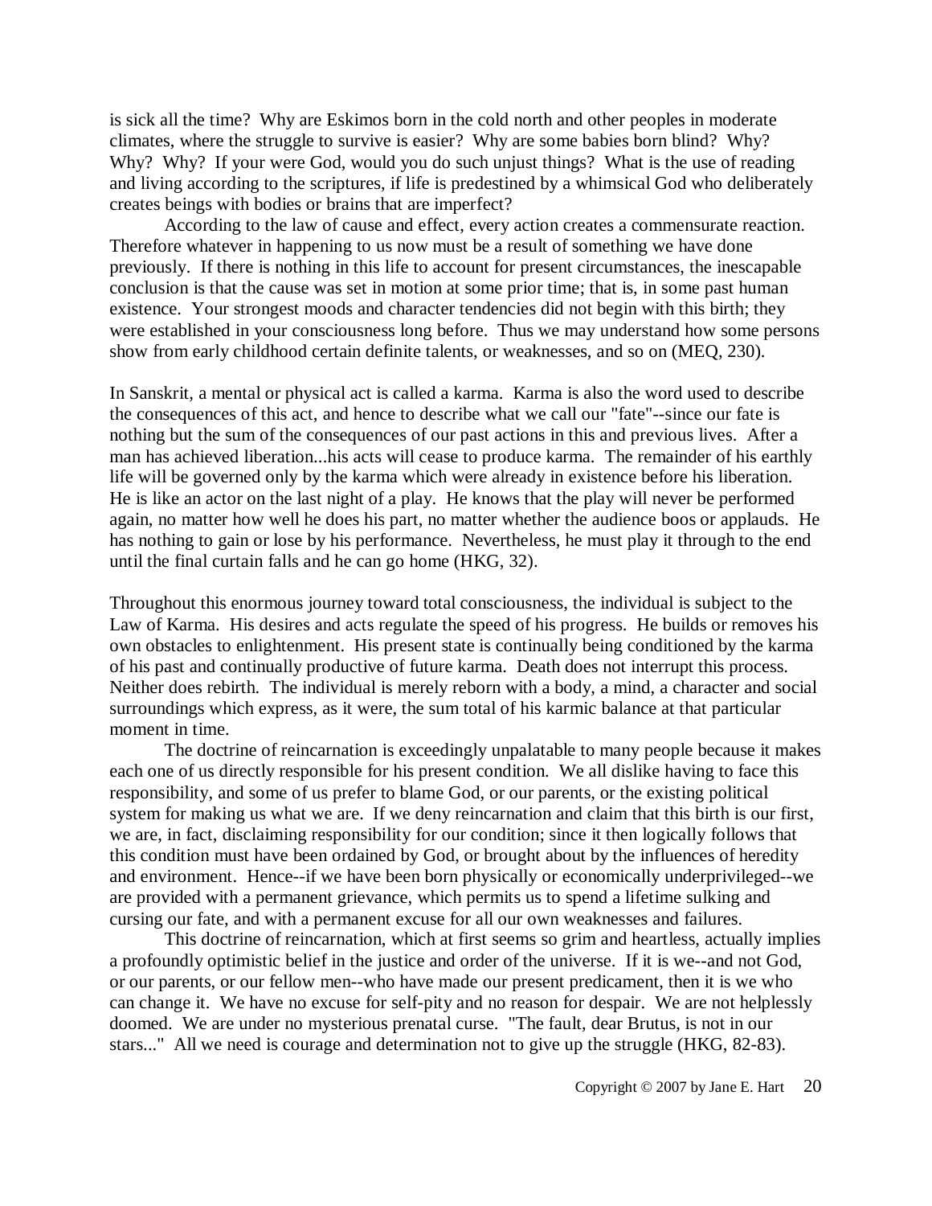is sick all the time? Why are Eskimos born in the cold north and other peoples in moderate climates, where the struggle to survive is easier? Why are some babies born blind? Why? Why? Why? If your were God, would you do such unjust things? What is the use of reading and living according to the scriptures, if life is predestined by a whimsical God who deliberately creates beings with bodies or brains that are imperfect?

According to the law of cause and effect, every action creates a commensurate reaction. Therefore whatever in happening to us now must be a result of something we have done previously. If there is nothing in this life to account for present circumstances, the inescapable conclusion is that the cause was set in motion at some prior time; that is, in some past human existence. Your strongest moods and character tendencies did not begin with this birth; they were established in your consciousness long before. Thus we may understand how some persons show from early childhood certain definite talents, or weaknesses, and so on (MEQ, 230).

In Sanskrit, a mental or physical act is called a karma. Karma is also the word used to describe the consequences of this act, and hence to describe what we call our "fate"--since our fate is nothing but the sum of the consequences of our past actions in this and previous lives. After a man has achieved liberation...his acts will cease to produce karma. The remainder of his earthly life will be governed only by the karma which were already in existence before his liberation. He is like an actor on the last night of a play. He knows that the play will never be performed again, no matter how well he does his part, no matter whether the audience boos or applauds. He has nothing to gain or lose by his performance. Nevertheless, he must play it through to the end until the final curtain falls and he can go home (HKG, 32).

Throughout this enormous journey toward total consciousness, the individual is subject to the Law of Karma. His desires and acts regulate the speed of his progress. He builds or removes his own obstacles to enlightenment. His present state is continually being conditioned by the karma of his past and continually productive of future karma. Death does not interrupt this process. Neither does rebirth. The individual is merely reborn with a body, a mind, a character and social surroundings which express, as it were, the sum total of his karmic balance at that particular moment in time.

The doctrine of reincarnation is exceedingly unpalatable to many people because it makes each one of us directly responsible for his present condition. We all dislike having to face this responsibility, and some of us prefer to blame God, or our parents, or the existing political system for making us what we are. If we deny reincarnation and claim that this birth is our first, we are, in fact, disclaiming responsibility for our condition; since it then logically follows that this condition must have been ordained by God, or brought about by the influences of heredity and environment. Hence--if we have been born physically or economically underprivileged--we are provided with a permanent grievance, which permits us to spend a lifetime sulking and cursing our fate, and with a permanent excuse for all our own weaknesses and failures.

This doctrine of reincarnation, which at first seems so grim and heartless, actually implies a profoundly optimistic belief in the justice and order of the universe. If it is we--and not God, or our parents, or our fellow men--who have made our present predicament, then it is we who can change it. We have no excuse for self-pity and no reason for despair. We are not helplessly doomed. We are under no mysterious prenatal curse. "The fault, dear Brutus, is not in our stars..." All we need is courage and determination not to give up the struggle (HKG, 82-83).

Copyright © 2007 by Jane E. Hart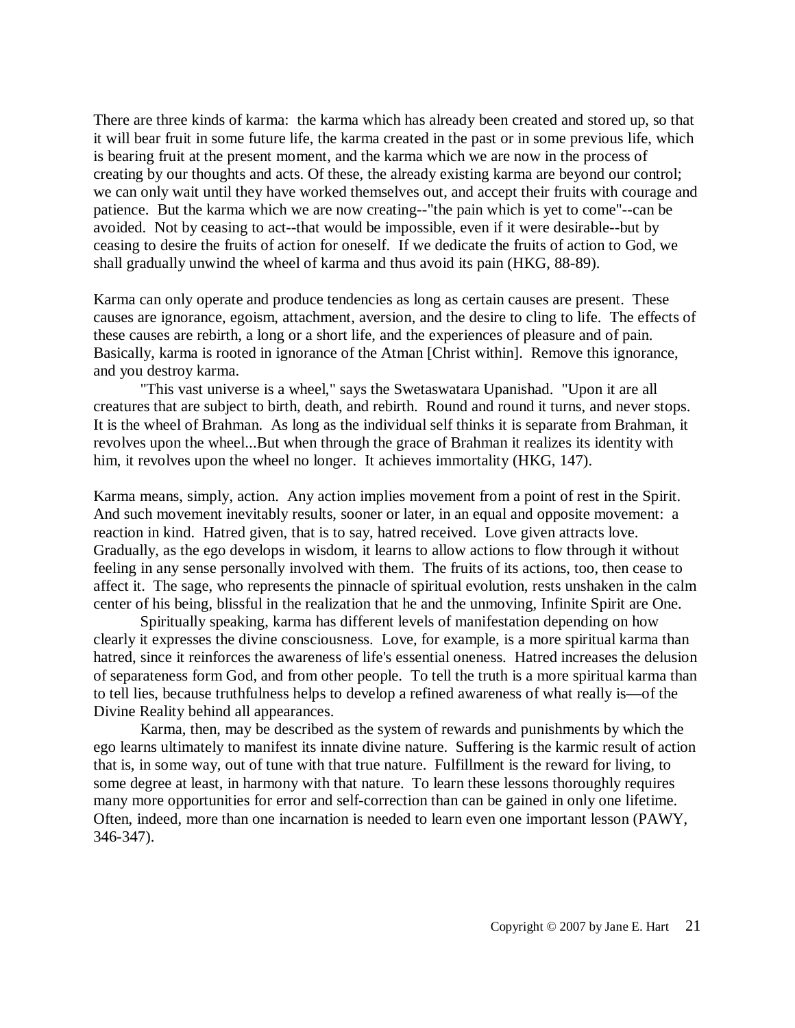There are three kinds of karma: the karma which has already been created and stored up, so that it will bear fruit in some future life, the karma created in the past or in some previous life, which is bearing fruit at the present moment, and the karma which we are now in the process of creating by our thoughts and acts. Of these, the already existing karma are beyond our control; we can only wait until they have worked themselves out, and accept their fruits with courage and patience. But the karma which we are now creating--"the pain which is yet to come"--can be avoided. Not by ceasing to act--that would be impossible, even if it were desirable--but by ceasing to desire the fruits of action for oneself. If we dedicate the fruits of action to God, we shall gradually unwind the wheel of karma and thus avoid its pain (HKG, 88-89).

Karma can only operate and produce tendencies as long as certain causes are present. These causes are ignorance, egoism, attachment, aversion, and the desire to cling to life. The effects of these causes are rebirth, a long or a short life, and the experiences of pleasure and of pain. Basically, karma is rooted in ignorance of the Atman [Christ within]. Remove this ignorance, and you destroy karma.

"This vast universe is a wheel," says the Swetaswatara Upanishad. "Upon it are all creatures that are subject to birth, death, and rebirth. Round and round it turns, and never stops. It is the wheel of Brahman. As long as the individual self thinks it is separate from Brahman, it revolves upon the wheel...But when through the grace of Brahman it realizes its identity with him, it revolves upon the wheel no longer. It achieves immortality (HKG, 147).

Karma means, simply, action. Any action implies movement from a point of rest in the Spirit. And such movement inevitably results, sooner or later, in an equal and opposite movement: a reaction in kind. Hatred given, that is to say, hatred received. Love given attracts love. Gradually, as the ego develops in wisdom, it learns to allow actions to flow through it without feeling in any sense personally involved with them. The fruits of its actions, too, then cease to affect it. The sage, who represents the pinnacle of spiritual evolution, rests unshaken in the calm center of his being, blissful in the realization that he and the unmoving, Infinite Spirit are One.

Spiritually speaking, karma has different levels of manifestation depending on how clearly it expresses the divine consciousness. Love, for example, is a more spiritual karma than hatred, since it reinforces the awareness of life's essential oneness. Hatred increases the delusion of separateness form God, and from other people. To tell the truth is a more spiritual karma than to tell lies, because truthfulness helps to develop a refined awareness of what really is—of the Divine Reality behind all appearances.

Karma, then, may be described as the system of rewards and punishments by which the ego learns ultimately to manifest its innate divine nature. Suffering is the karmic result of action that is, in some way, out of tune with that true nature. Fulfillment is the reward for living, to some degree at least, in harmony with that nature. To learn these lessons thoroughly requires many more opportunities for error and self-correction than can be gained in only one lifetime. Often, indeed, more than one incarnation is needed to learn even one important lesson (PAWY, 346-347).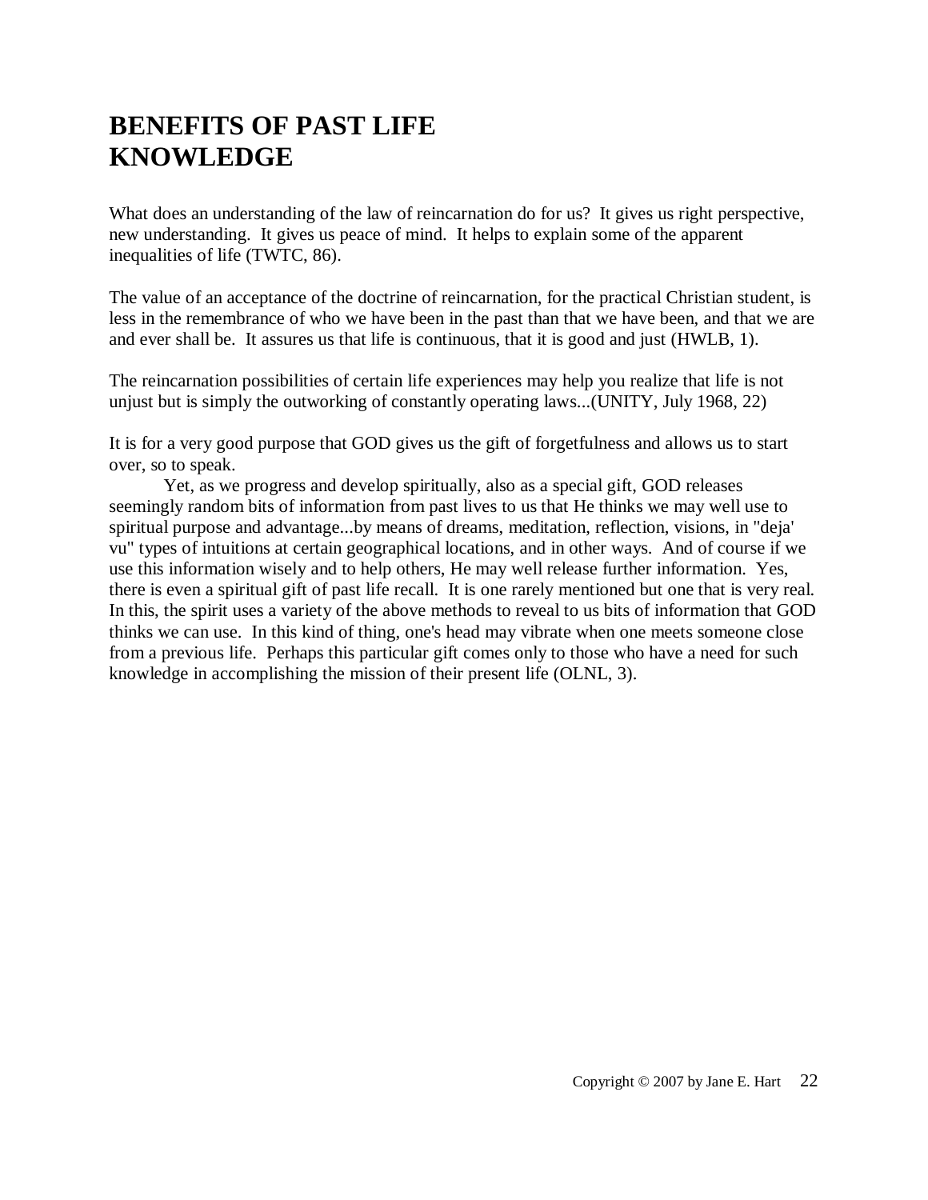# BENEFITS OF PAST LIFE KNOWLEDGE

What does an understanding of the law of reincarnation do for us? It gives us right perspective, new understanding. It gives us peace of mind. It helps to explain some of the apparent inequalities of life (TWTC, 86).

The value of an acceptance of the doctrine of reincarnation, for the practical Christian student, is less in the remembrance of who we have been in the past than that we have been, and that we are and ever shall be. It assures us that life is continuous, that it is good and just (HWLB, 1).

The reincarnation possibilities of certain life experiences may help you realize that life is not unjust but is simply the outworking of constantly operating laws...(UNITY, July 1968, 22)

It is for a very good purpose that GOD gives us the gift of forgetfulness and allows us to start over, so to speak.

Yet, as we progress and develop spiritually, also as a special gift, GOD releases seemingly random bits of information from past lives to us that He thinks we may well use to spiritual purpose and advantage...by means of dreams, meditation, reflection, visions, in "deja' vu" types of intuitions at certain geographical locations, and in other ways. And of course if we use this information wisely and to help others, He may well release further information. Yes, there is even a spiritual gift of past life recall. It is one rarely mentioned but one that is very real. In this, the spirit uses a variety of the above methods to reveal to us bits of information that GOD thinks we can use. In this kind of thing, one's head may vibrate when one meets someone close from a previous life. Perhaps this particular gift comes only to those who have a need for such knowledge in accomplishing the mission of their present life (OLNL, 3).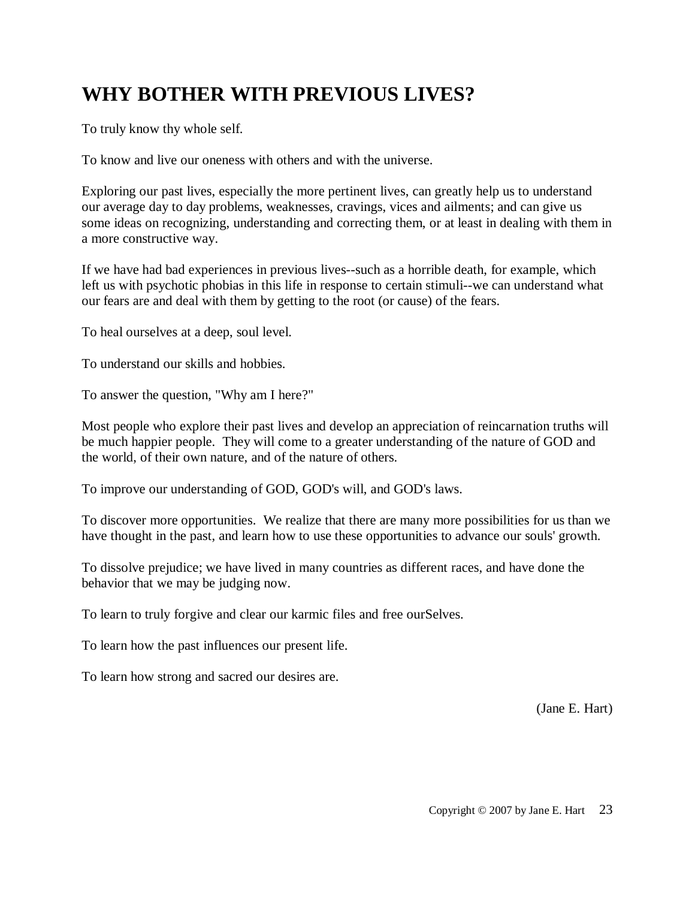# WHY BOTHER WITH PREVIOUS LIVES?

To truly know thy whole self.

To know and live our oneness with others and with the universe.

Exploring our past lives, especially the more pertinent lives, can greatly help us to understand our average day to day problems, weaknesses, cravings, vices and ailments; and can give us some ideas on recognizing, understanding and correcting them, or at least in dealing with them in a more constructive way.

If we have had bad experiences in previous lives--such as a horrible death, for example, which left us with psychotic phobias in this life in response to certain stimuli--we can understand what our fears are and deal with them by getting to the root (or cause) of the fears.

To heal ourselves at a deep, soul level.

To understand our skills and hobbies.

To answer the question, "Why am I here?"

Most people who explore their past lives and develop an appreciation of reincarnation truths will be much happier people. They will come to a greater understanding of the nature of GOD and the world, of their own nature, and of the nature of others.

To improve our understanding of GOD, GOD's will, and GOD's laws.

To discover more opportunities. We realize that there are many more possibilities for us than we have thought in the past, and learn how to use these opportunities to advance our souls' growth.

To dissolve prejudice; we have lived in many countries as different races, and have done the behavior that we may be judging now.

To learn to truly forgive and clear our karmic files and free ourSelves.

To learn how the past influences our present life.

To learn how strong and sacred our desires are.

(Jane E. Hart)

Copyright © 2007 by Jane E. Hart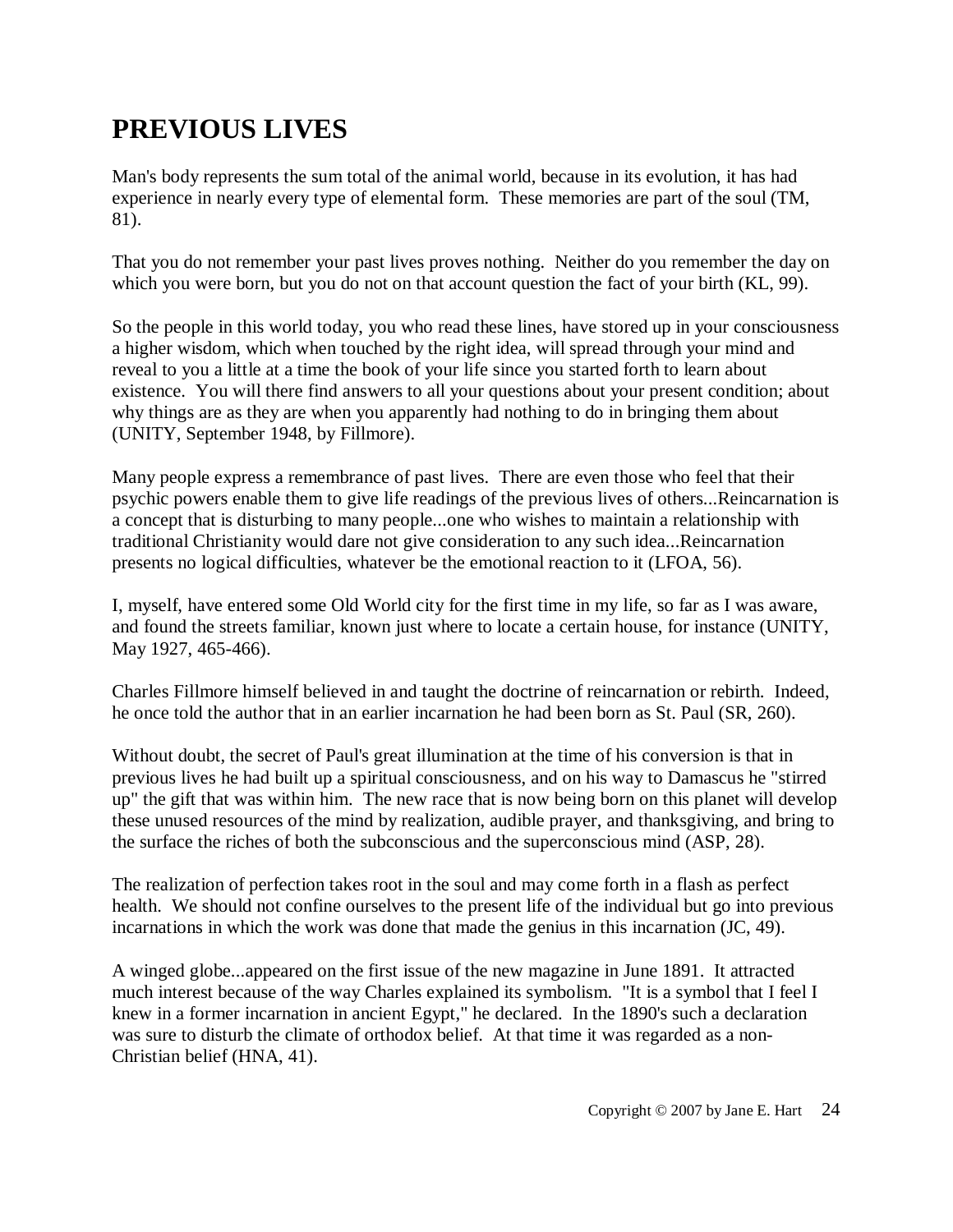# PREVIOUS LIVES

Man's body represents the sum total of the animal world, because in its evolution, it has had experience in nearly every type of elemental form. These memories are part of the soul (TM, 81).

That you do not remember your past lives proves nothing. Neither do you remember the day on which you were born, but you do not on that account question the fact of your birth (KL, 99).

So the people in this world today, you who read these lines, have stored up in your consciousness a higher wisdom, which when touched by the right idea, will spread through your mind and reveal to you a little at a time the book of your life since you started forth to learn about existence. You will there find answers to all your questions about your present condition; about why things are as they are when you apparently had nothing to do in bringing them about (UNITY, September 1948, by Fillmore).

Many people express a remembrance of past lives. There are even those who feel that their psychic powers enable them to give life readings of the previous lives of others...Reincarnation is a concept that is disturbing to many people...one who wishes to maintain a relationship with traditional Christianity would dare not give consideration to any such idea...Reincarnation presents no logical difficulties, whatever be the emotional reaction to it (LFOA, 56).

I, myself, have entered some Old World city for the first time in my life, so far as I was aware, and found the streets familiar, known just where to locate a certain house, for instance (UNITY, May 1927, 465-466).

Charles Fillmore himself believed in and taught the doctrine of reincarnation or rebirth. Indeed, he once told the author that in an earlier incarnation he had been born as St. Paul (SR, 260).

Without doubt, the secret of Paul's great illumination at the time of his conversion is that in previous lives he had built up a spiritual consciousness, and on his way to Damascus he "stirred up" the gift that was within him. The new race that is now being born on this planet will develop these unused resources of the mind by realization, audible prayer, and thanksgiving, and bring to the surface the riches of both the subconscious and the superconscious mind (ASP, 28).

The realization of perfection takes root in the soul and may come forth in a flash as perfect health. We should not confine ourselves to the present life of the individual but go into previous incarnations in which the work was done that made the genius in this incarnation (JC, 49).

A winged globe...appeared on the first issue of the new magazine in June 1891. It attracted much interest because of the way Charles explained its symbolism. "It is a symbol that I feel I knew in a former incarnation in ancient Egypt," he declared. In the 1890's such a declaration was sure to disturb the climate of orthodox belief. At that time it was regarded as a non-Christian belief (HNA, 41).

Copyright © 2007 by Jane E. Hart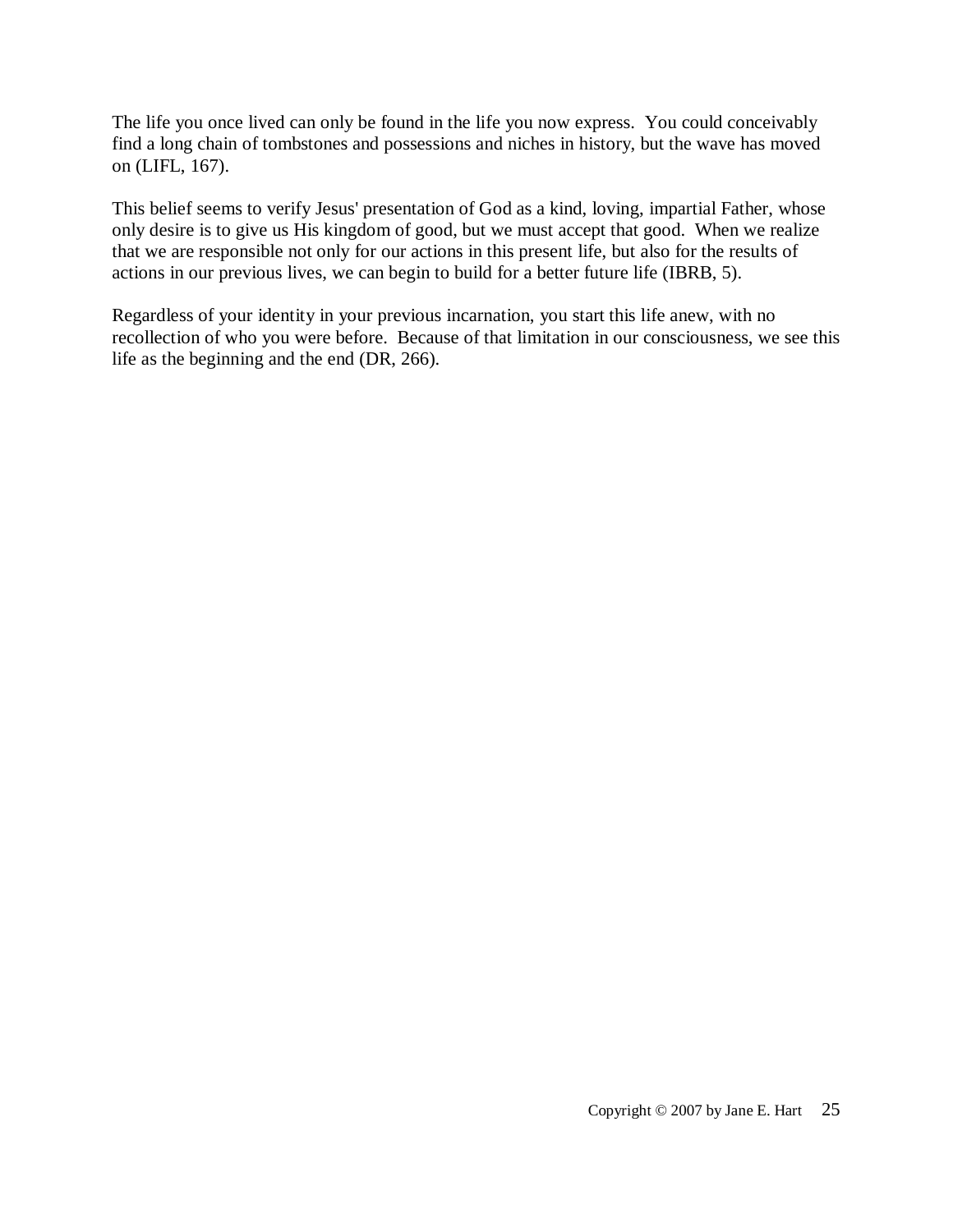The life you once lived can only be found in the life you now express. You could conceivably find a long chain of tombstones and possessions and niches in history, but the wave has moved on (LIFL, 167).

This belief seems to verify Jesus' presentation of God as a kind, loving, impartial Father, whose only desire is to give us His kingdom of good, but we must accept that good. When we realize that we are responsible not only for our actions in this present life, but also for the results of actions in our previous lives, we can begin to build for a better future life (IBRB, 5).

Regardless of your identity in your previous incarnation, you start this life anew, with no recollection of who you were before. Because of that limitation in our consciousness, we see this life as the beginning and the end (DR, 266).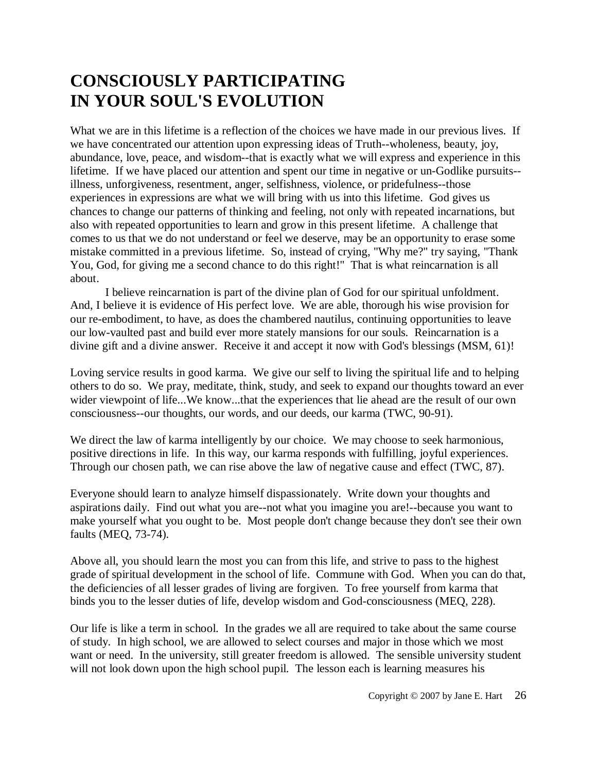## CONSCIOUSLY PARTICIPATING IN YOUR SOUL'S EVOLUTION

What we are in this lifetime is a reflection of the choices we have made in our previous lives. If we have concentrated our attention upon expressing ideas of Truth--wholeness, beauty, joy, abundance, love, peace, and wisdom--that is exactly what we will express and experience in this lifetime. If we have placed our attention and spent our time in negative or un-Godlike pursuits--illness, unforgiveness, resentment, anger, selfishness, violence, or pridefulness--those experiences in expressions are what we will bring with us into this lifetime. God gives us chances to change our patterns of thinking and feeling, not only with repeated incarnations, but also with repeated opportunities to learn and grow in this present lifetime. A challenge that comes to us that we do not understand or feel we deserve, may be an opportunity to erase some mistake committed in a previous lifetime. So, instead of crying, "Why me?" try saying, "Thank You, God, for giving me a second chance to do this right!" That is what reincarnation is all about.

I believe reincarnation is part of the divine plan of God for our spiritual unfoldment. And, I believe it is evidence of His perfect love. We are able, thorough his wise provision for our re-embodiment, to have, as does the chambered nautilus, continuing opportunities to leave our low-vaulted past and build ever more stately mansions for our souls. Reincarnation is a divine gift and a divine answer. Receive it and accept it now with God's blessings (MSM, 61)!

Loving service results in good karma. We give our self to living the spiritual life and to helping others to do so. We pray, meditate, think, study, and seek to expand our thoughts toward an ever wider viewpoint of life...We know...that the experiences that lie ahead are the result of our own consciousness--our thoughts, our words, and our deeds, our karma (TWC, 90-91).

We direct the law of karma intelligently by our choice. We may choose to seek harmonious, positive directions in life. In this way, our karma responds with fulfilling, joyful experiences. Through our chosen path, we can rise above the law of negative cause and effect (TWC, 87).

Everyone should learn to analyze himself dispassionately. Write down your thoughts and aspirations daily. Find out what you are--not what you imagine you are!--because you want to make yourself what you ought to be. Most people don't change because they don't see their own faults (MEQ, 73-74).

Above all, you should learn the most you can from this life, and strive to pass to the highest grade of spiritual development in the school of life. Commune with God. When you can do that, the deficiencies of all lesser grades of living are forgiven. To free yourself from karma that binds you to the lesser duties of life, develop wisdom and God-consciousness (MEQ, 228).

Our life is like a term in school. In the grades we all are required to take about the same course of study. In high school, we are allowed to select courses and major in those which we most want or need. In the university, still greater freedom is allowed. The sensible university student will not look down upon the high school pupil. The lesson each is learning measures his

Copyright © 2007 by Jane E. Hart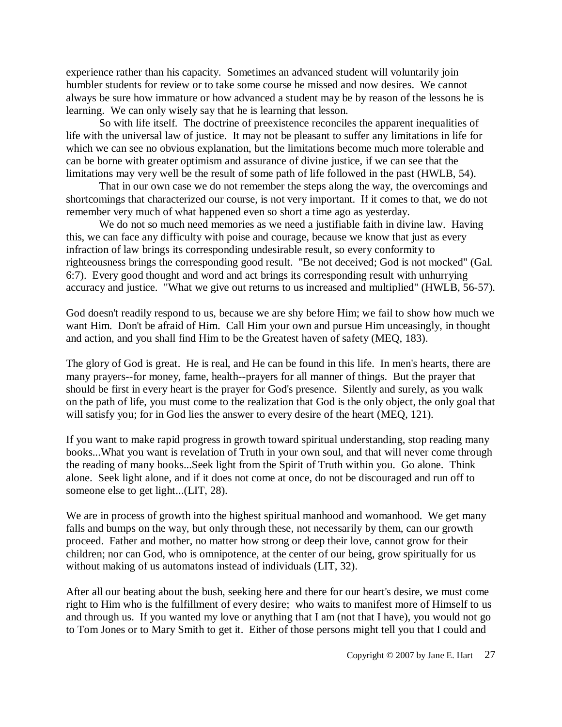experience rather than his capacity. Sometimes an advanced student will voluntarily join humbler students for review or to take some course he missed and now desires. We cannot always be sure how immature or how advanced a student may be by reason of the lessons he is learning. We can only wisely say that he is learning that lesson.

So with life itself. The doctrine of preexistence reconciles the apparent inequalities of life with the universal law of justice. It may not be pleasant to suffer any limitations in life for which we can see no obvious explanation, but the limitations become much more tolerable and can be borne with greater optimism and assurance of divine justice, if we can see that the limitations may very well be the result of some path of life followed in the past (HWLB, 54).

That in our own case we do not remember the steps along the way, the overcomings and shortcomings that characterized our course, is not very important. If it comes to that, we do not remember very much of what happened even so short a time ago as yesterday.

We do not so much need memories as we need a justifiable faith in divine law. Having this, we can face any difficulty with poise and courage, because we know that just as every infraction of law brings its corresponding undesirable result, so every conformity to righteousness brings the corresponding good result. "Be not deceived; God is not mocked" (Gal. 6:7). Every good thought and word and act brings its corresponding result with unhurrying accuracy and justice. "What we give out returns to us increased and multiplied" (HWLB, 56-57).

God doesn't readily respond to us, because we are shy before Him; we fail to show how much we want Him. Don't be afraid of Him. Call Him your own and pursue Him unceasingly, in thought and action, and you shall find Him to be the Greatest haven of safety (MEQ, 183).

The glory of God is great. He is real, and He can be found in this life. In men's hearts, there are many prayers--for money, fame, health--prayers for all manner of things. But the prayer that should be first in every heart is the prayer for God's presence. Silently and surely, as you walk on the path of life, you must come to the realization that God is the only object, the only goal that will satisfy you; for in God lies the answer to every desire of the heart (MEQ, 121).

If you want to make rapid progress in growth toward spiritual understanding, stop reading many books...What you want is revelation of Truth in your own soul, and that will never come through the reading of many books...Seek light from the Spirit of Truth within you. Go alone. Think alone. Seek light alone, and if it does not come at once, do not be discouraged and run off to someone else to get light...(LIT, 28).

We are in process of growth into the highest spiritual manhood and womanhood. We get many falls and bumps on the way, but only through these, not necessarily by them, can our growth proceed. Father and mother, no matter how strong or deep their love, cannot grow for their children; nor can God, who is omnipotence, at the center of our being, grow spiritually for us without making of us automatons instead of individuals (LIT, 32).

After all our beating about the bush, seeking here and there for our heart's desire, we must come right to Him who is the fulfillment of every desire; who waits to manifest more of Himself to us and through us. If you wanted my love or anything that I am (not that I have), you would not go to Tom Jones or to Mary Smith to get it. Either of those persons might tell you that I could and

Copyright © 2007 by Jane E. Hart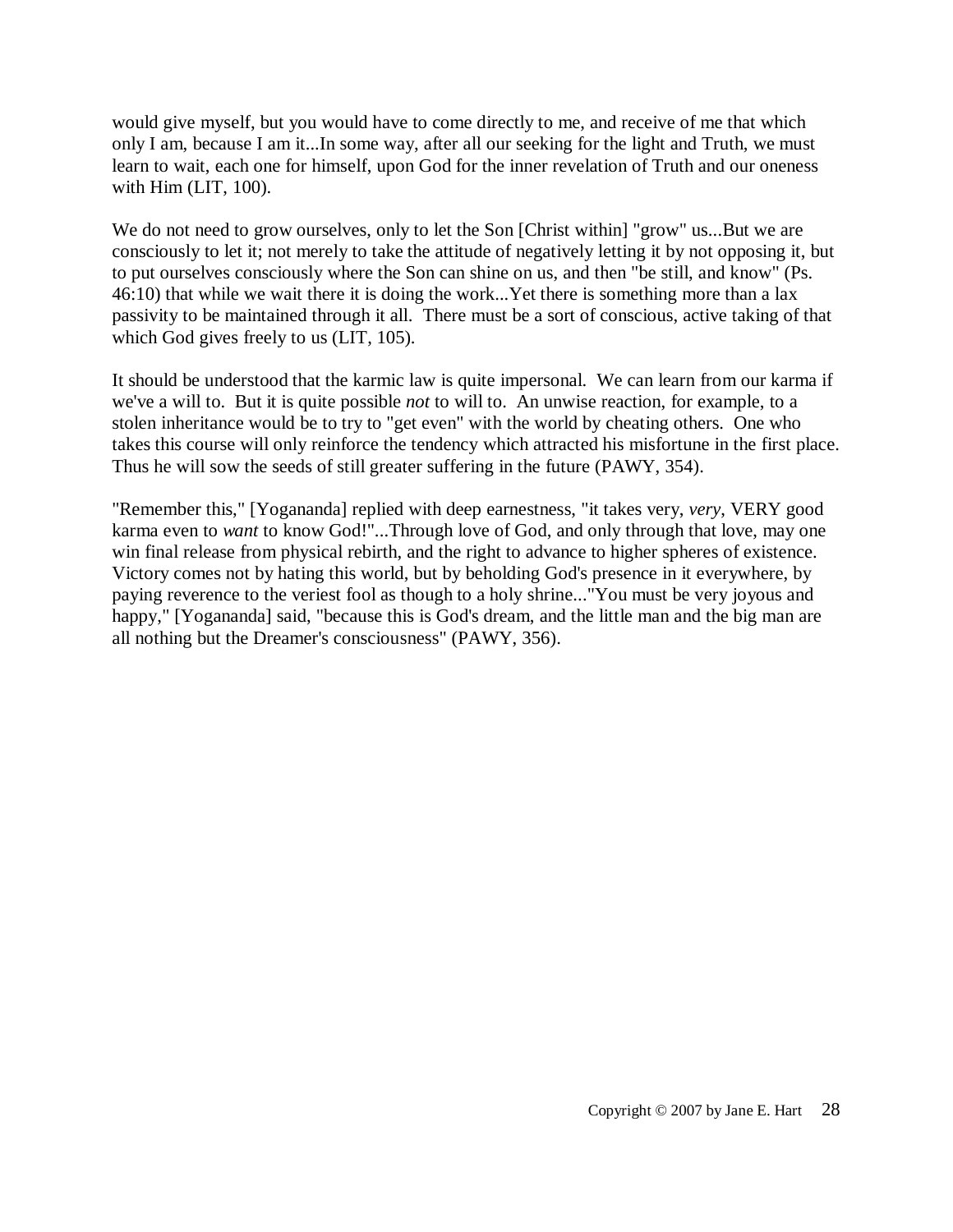would give myself, but you would have to come directly to me, and receive of me that which only I am, because I am it...In some way, after all our seeking for the light and Truth, we must learn to wait, each one for himself, upon God for the inner revelation of Truth and our oneness with Him (LIT, 100).

We do not need to grow ourselves, only to let the Son [Christ within] "grow" us...But we are consciously to let it; not merely to take the attitude of negatively letting it by not opposing it, but to put ourselves consciously where the Son can shine on us, and then "be still, and know" (Ps. 46:10) that while we wait there it is doing the work...Yet there is something more than a lax passivity to be maintained through it all. There must be a sort of conscious, active taking of that which God gives freely to us (LIT, 105).

It should be understood that the karmic law is quite impersonal. We can learn from our karma if we've a will to. But it is quite possible *not* to will to. An unwise reaction, for example, to a stolen inheritance would be to try to "get even" with the world by cheating others. One who takes this course will only reinforce the tendency which attracted his misfortune in the first place. Thus he will sow the seeds of still greater suffering in the future (PAWY, 354).

"Remember this," [Yogananda] replied with deep earnestness, "it takes very, *very*, VERY good karma even to *want* to know God!"...Through love of God, and only through that love, may one win final release from physical rebirth, and the right to advance to higher spheres of existence. Victory comes not by hating this world, but by beholding God's presence in it everywhere, by paying reverence to the veriest fool as though to a holy shrine..."You must be very joyous and happy," [Yogananda] said, "because this is God's dream, and the little man and the big man are all nothing but the Dreamer's consciousness" (PAWY, 356).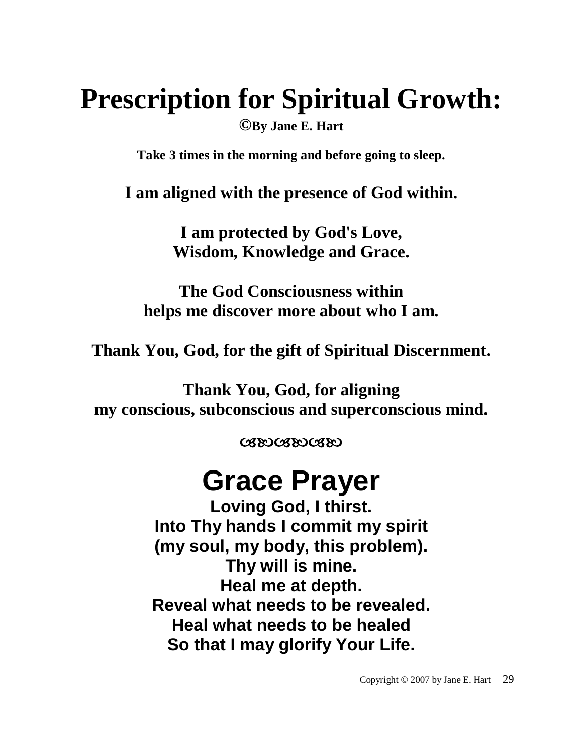# Prescription for Spiritual Growth:

**©By Jane E. Hart**

**Take 3 times in the morning and before going to sleep.**

**I am aligned with the presence of God within.**

**I am protected by God's Love,**
**Wisdom, Knowledge and Grace.**

**The God Consciousness within**
**helps me discover more about who I am.**

**Thank You, God, for the gift of Spiritual Discernment.**

**Thank You, God, for aligning**
**my conscious, subconscious and superconscious mind.**

ଔଔଔ

# Grace Prayer

**Loving God, I thirst.**
**Into Thy hands I commit my spirit**
**(my soul, my body, this problem).**
**Thy will is mine.**
**Heal me at depth.**
**Reveal what needs to be revealed.**
**Heal what needs to be healed**
**So that I may glorify Your Life.**

Copyright © 2007 by Jane E. Hart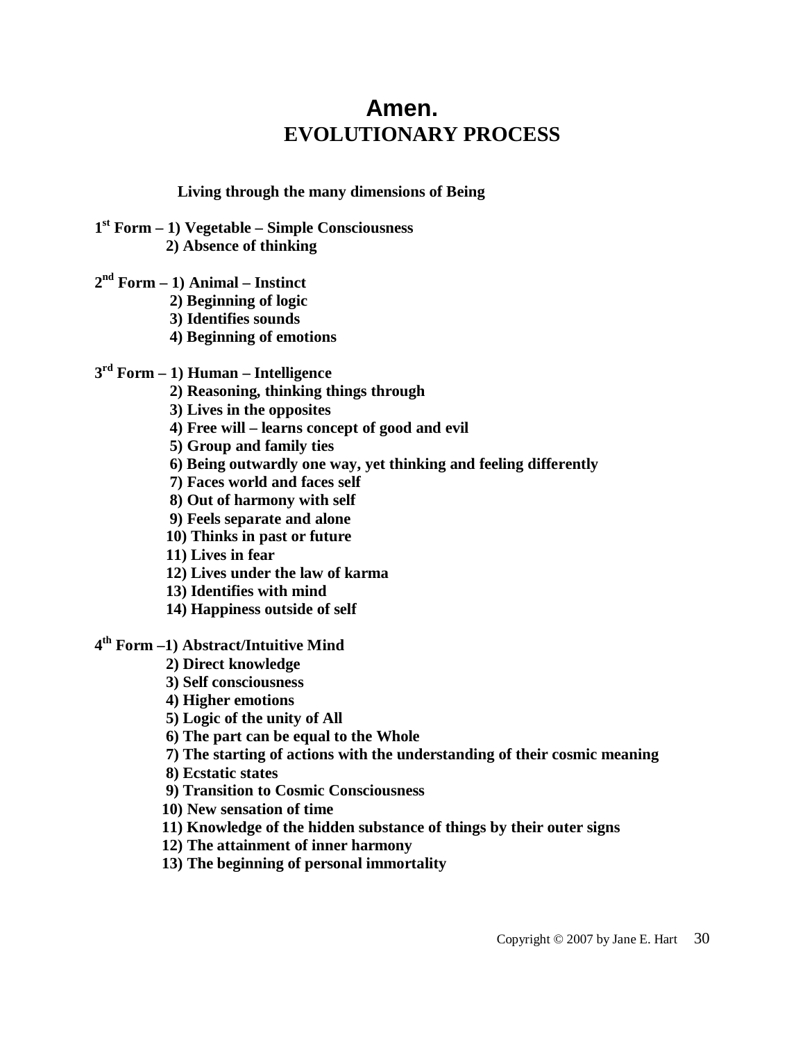# Amen.
## EVOLUTIONARY PROCESS

**Living through the many dimensions of Being**

**1st Form – 1) Vegetable – Simple Consciousness**
**2) Absence of thinking**

**2nd Form – 1) Animal – Instinct**
**2) Beginning of logic**
**3) Identifies sounds**
**4) Beginning of emotions**

**3rd Form – 1) Human – Intelligence**
**2) Reasoning, thinking things through**
**3) Lives in the opposites**
**4) Free will – learns concept of good and evil**
**5) Group and family ties**
**6) Being outwardly one way, yet thinking and feeling differently**
**7) Faces world and faces self**
**8) Out of harmony with self**
**9) Feels separate and alone**
**10) Thinks in past or future**
**11) Lives in fear**
**12) Lives under the law of karma**
**13) Identifies with mind**
**14) Happiness outside of self**

**4th Form –1) Abstract/Intuitive Mind**
**2) Direct knowledge**
**3) Self consciousness**
**4) Higher emotions**
**5) Logic of the unity of All**
**6) The part can be equal to the Whole**
**7) The starting of actions with the understanding of their cosmic meaning**
**8) Ecstatic states**
**9) Transition to Cosmic Consciousness**
**10) New sensation of time**
**11) Knowledge of the hidden substance of things by their outer signs**
**12) The attainment of inner harmony**
**13) The beginning of personal immortality**

Copyright © 2007 by Jane E. Hart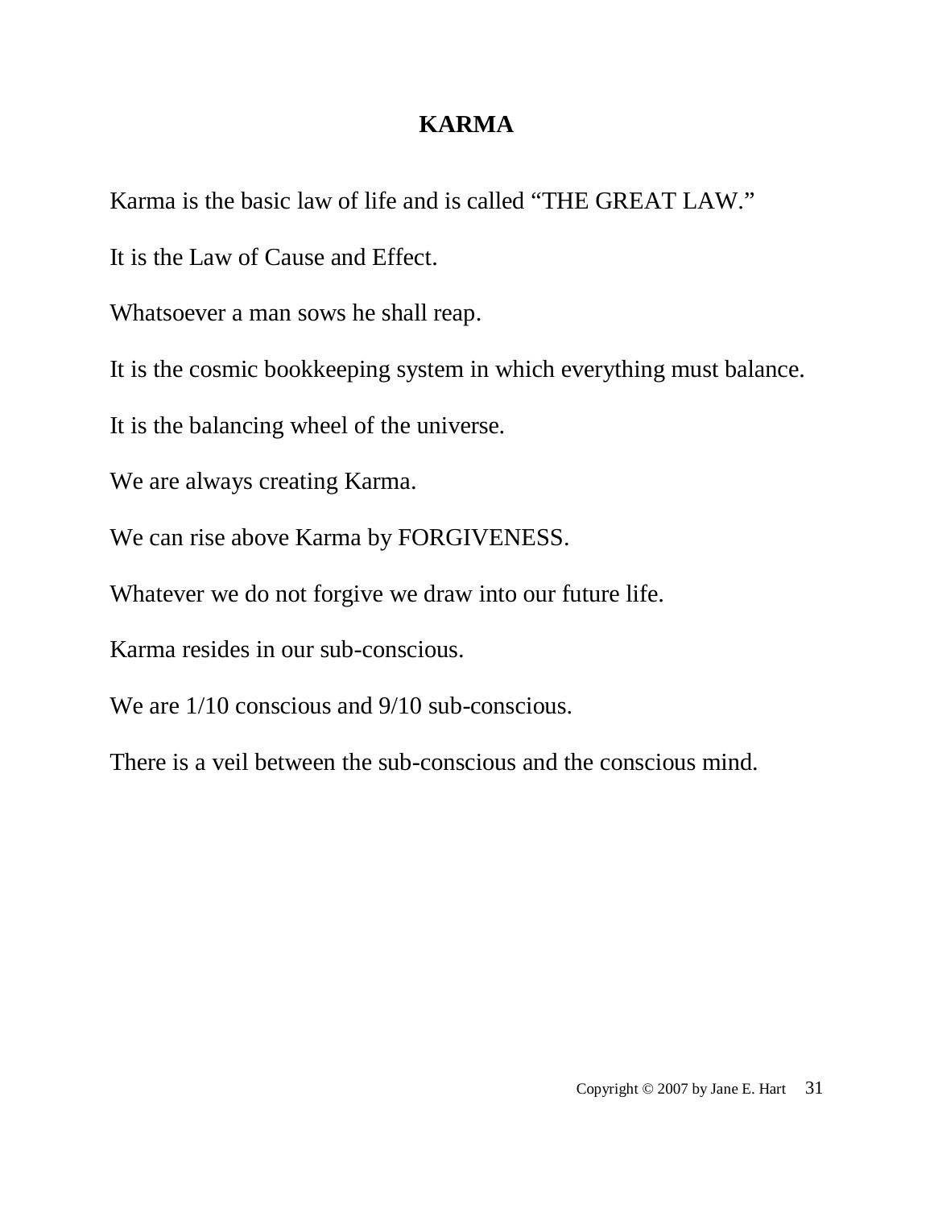# KARMA

Karma is the basic law of life and is called "THE GREAT LAW."

It is the Law of Cause and Effect.

Whatsoever a man sows he shall reap.

It is the cosmic bookkeeping system in which everything must balance.

It is the balancing wheel of the universe.

We are always creating Karma.

We can rise above Karma by FORGIVENESS.

Whatever we do not forgive we draw into our future life.

Karma resides in our sub-conscious.

We are 1/10 conscious and 9/10 sub-conscious.

There is a veil between the sub-conscious and the conscious mind.

Copyright © 2007 by Jane E. Hart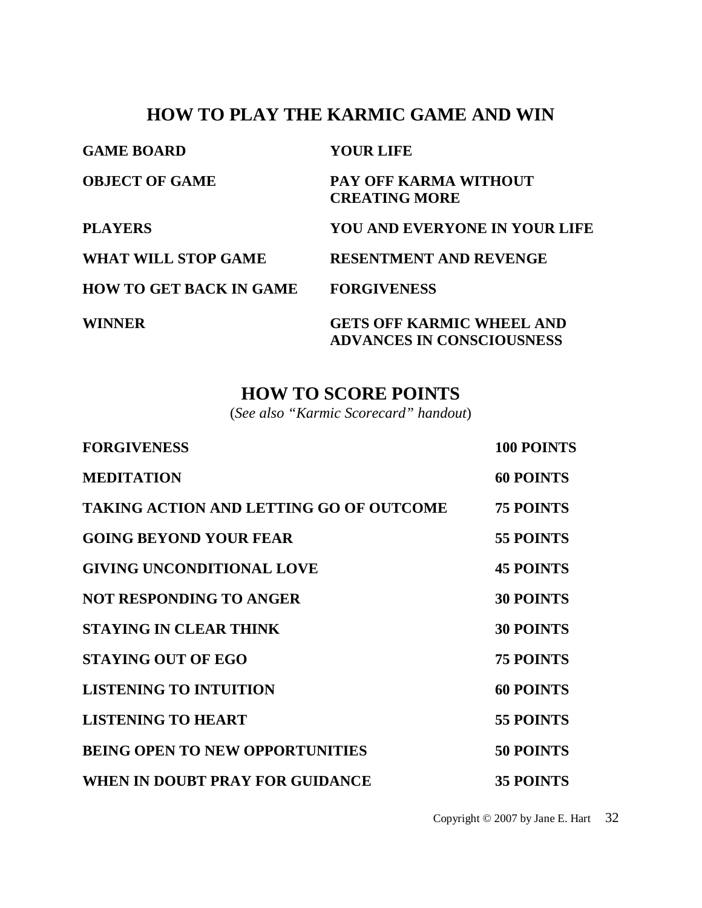## HOW TO PLAY THE KARMIC GAME AND WIN

| | |
|---|---|
| **GAME BOARD** | **YOUR LIFE** |
| **OBJECT OF GAME** | **PAY OFF KARMA WITHOUT CREATING MORE** |
| **PLAYERS** | **YOU AND EVERYONE IN YOUR LIFE** |
| **WHAT WILL STOP GAME** | **RESENTMENT AND REVENGE** |
| **HOW TO GET BACK IN GAME** | **FORGIVENESS** |
| **WINNER** | **GETS OFF KARMIC WHEEL AND ADVANCES IN CONSCIOUSNESS** |

## HOW TO SCORE POINTS

(*See also "Karmic Scorecard" handout*)

| | |
|---|---|
| **FORGIVENESS** | **100 POINTS** |
| **MEDITATION** | **60 POINTS** |
| **TAKING ACTION AND LETTING GO OF OUTCOME** | **75 POINTS** |
| **GOING BEYOND YOUR FEAR** | **55 POINTS** |
| **GIVING UNCONDITIONAL LOVE** | **45 POINTS** |
| **NOT RESPONDING TO ANGER** | **30 POINTS** |
| **STAYING IN CLEAR THINK** | **30 POINTS** |
| **STAYING OUT OF EGO** | **75 POINTS** |
| **LISTENING TO INTUITION** | **60 POINTS** |
| **LISTENING TO HEART** | **55 POINTS** |
| **BEING OPEN TO NEW OPPORTUNITIES** | **50 POINTS** |
| **WHEN IN DOUBT PRAY FOR GUIDANCE** | **35 POINTS** |

Copyright © 2007 by Jane E. Hart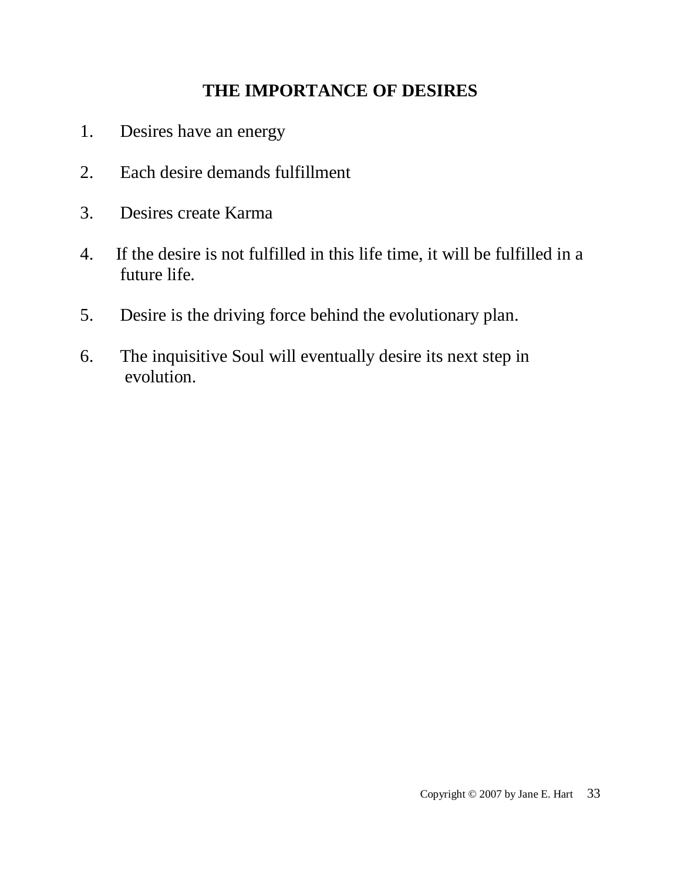# THE IMPORTANCE OF DESIRES

1. Desires have an energy

2. Each desire demands fulfillment

3. Desires create Karma

4. If the desire is not fulfilled in this life time, it will be fulfilled in a future life.

5. Desire is the driving force behind the evolutionary plan.

6. The inquisitive Soul will eventually desire its next step in evolution.

Copyright © 2007 by Jane E. Hart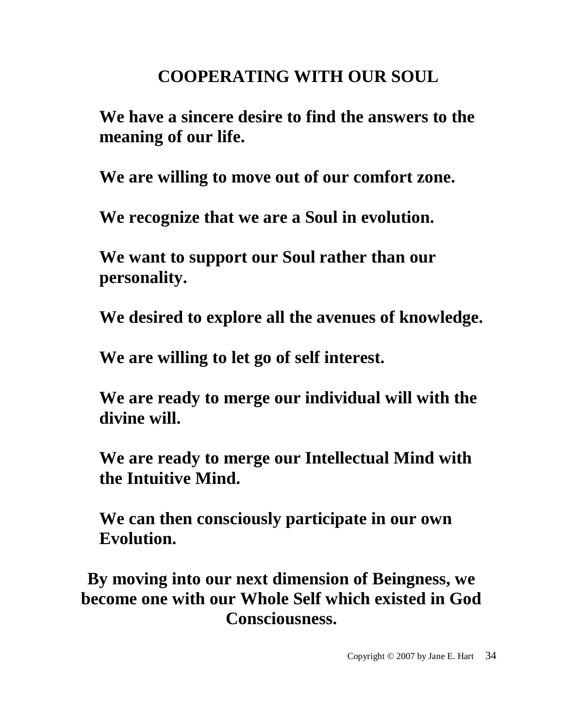# COOPERATING WITH OUR SOUL

**We have a sincere desire to find the answers to the meaning of our life.**

**We are willing to move out of our comfort zone.**

**We recognize that we are a Soul in evolution.**

**We want to support our Soul rather than our personality.**

**We desired to explore all the avenues of knowledge.**

**We are willing to let go of self interest.**

**We are ready to merge our individual will with the divine will.**

**We are ready to merge our Intellectual Mind with the Intuitive Mind.**

**We can then consciously participate in our own Evolution.**

**By moving into our next dimension of Beingness, we become one with our Whole Self which existed in God Consciousness.**

Copyright © 2007 by Jane E. Hart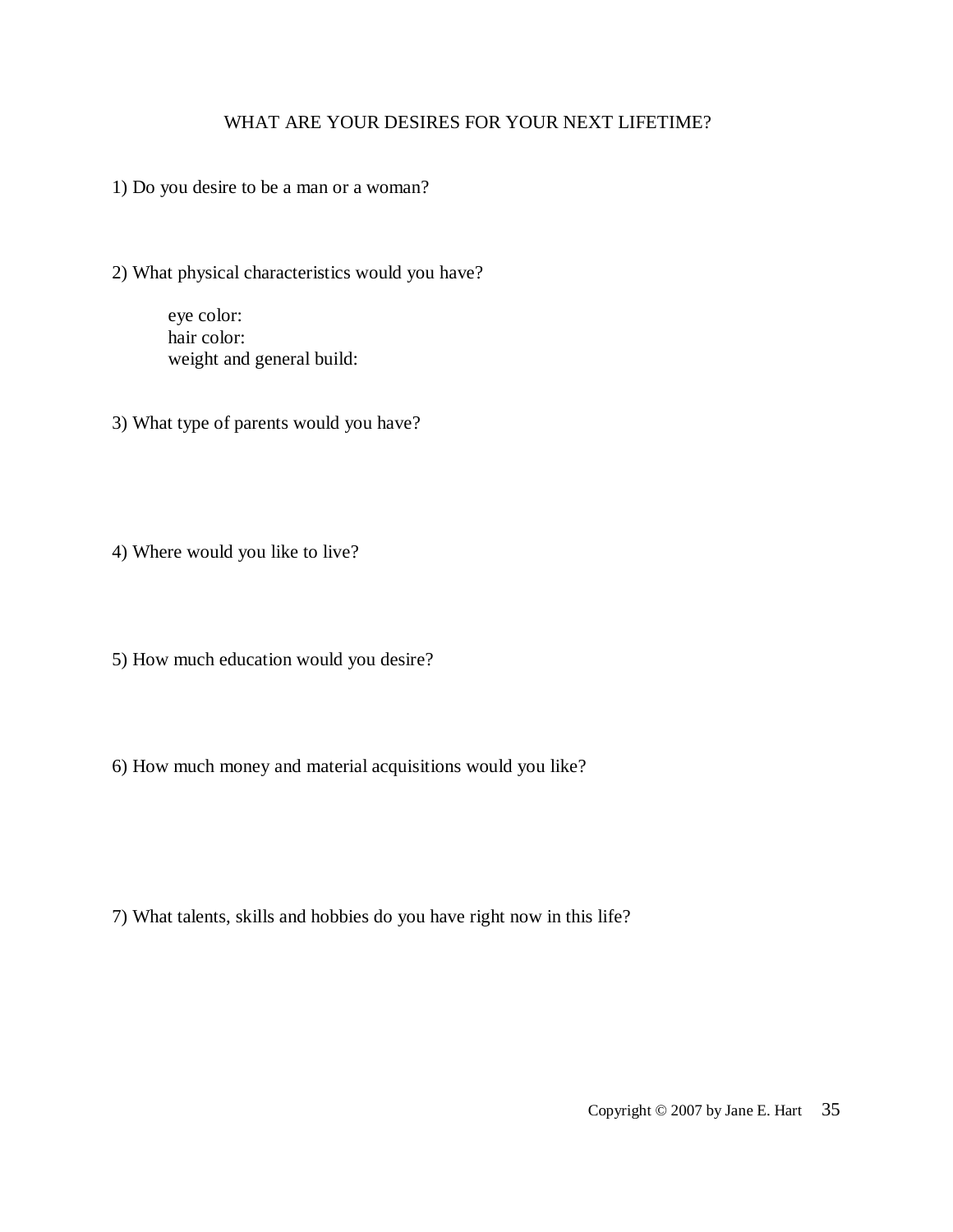## WHAT ARE YOUR DESIRES FOR YOUR NEXT LIFETIME?

1) Do you desire to be a man or a woman?

2) What physical characteristics would you have?

   eye color:
   hair color:
   weight and general build:

3) What type of parents would you have?

4) Where would you like to live?

5) How much education would you desire?

6) How much money and material acquisitions would you like?

7) What talents, skills and hobbies do you have right now in this life?

Copyright © 2007 by Jane E. Hart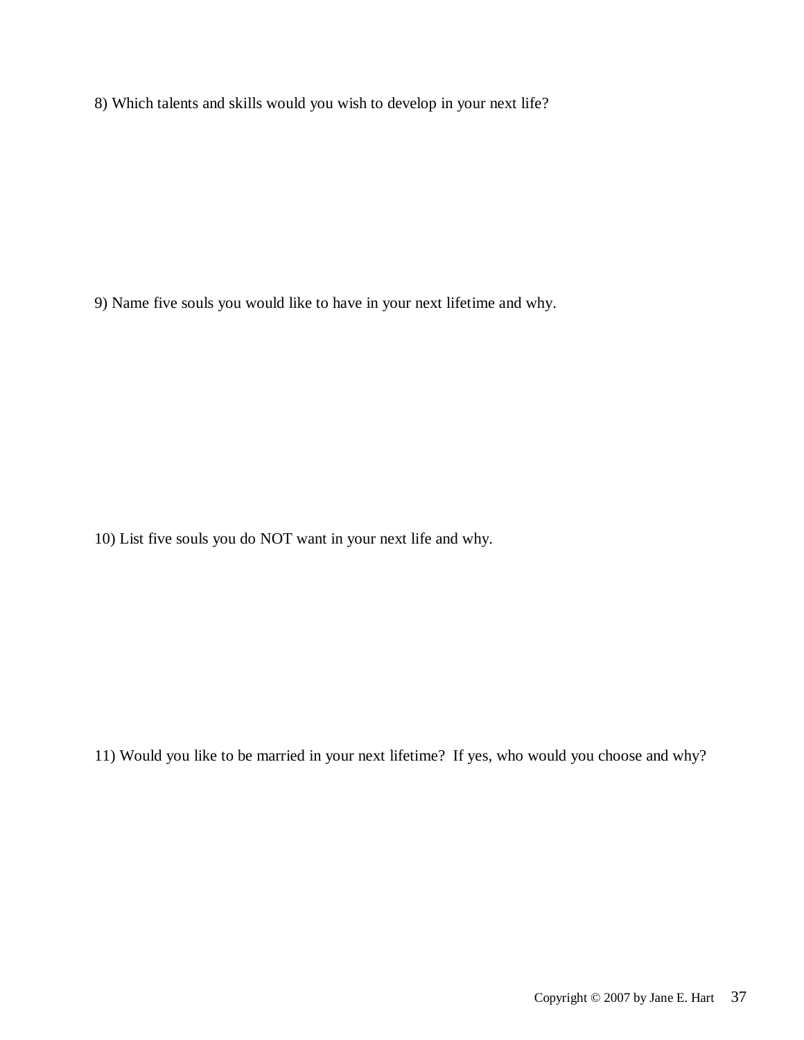8) Which talents and skills would you wish to develop in your next life?

9) Name five souls you would like to have in your next lifetime and why.

10) List five souls you do NOT want in your next life and why.

11) Would you like to be married in your next lifetime? If yes, who would you choose and why?

Copyright © 2007 by Jane E. Hart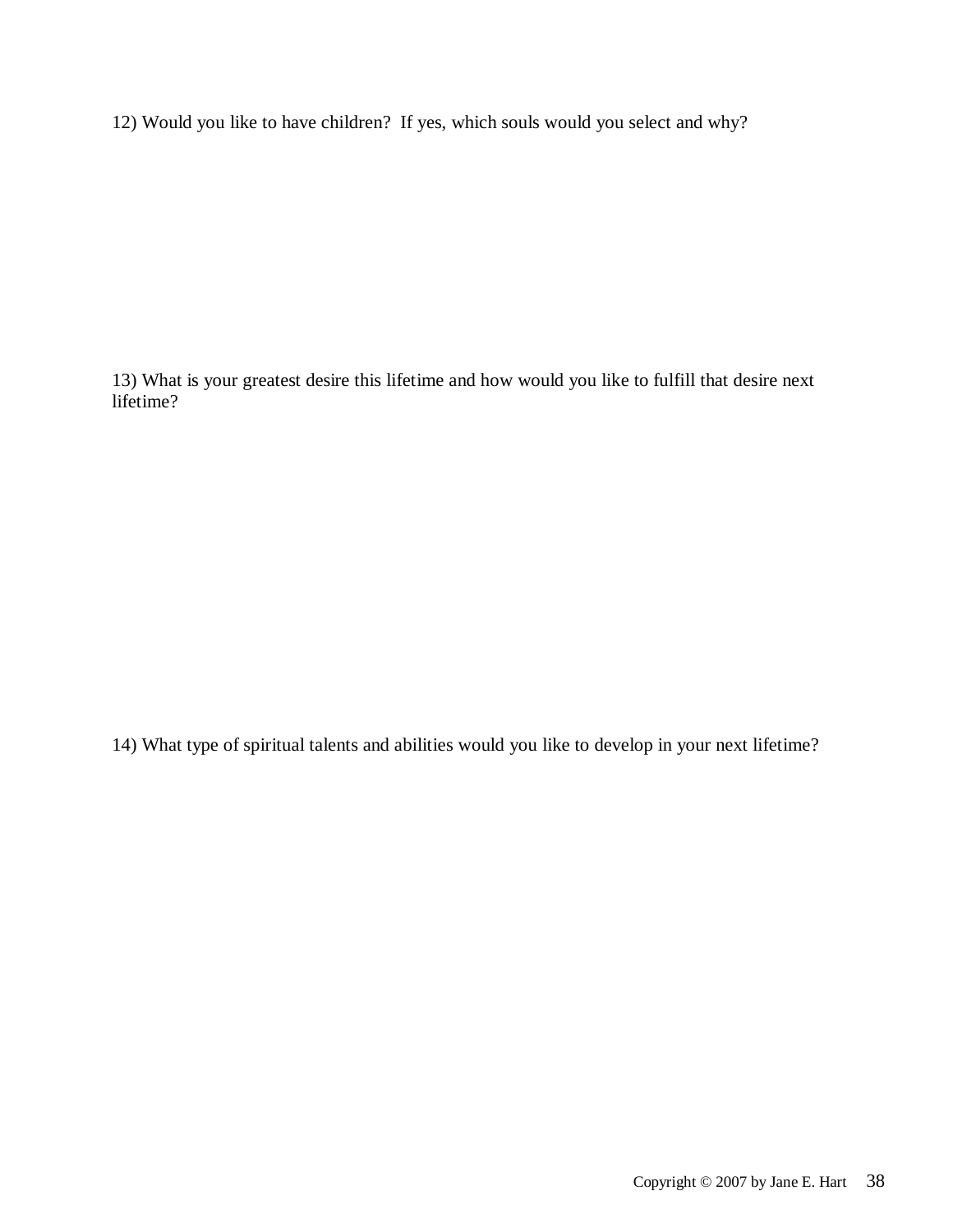12) Would you like to have children? If yes, which souls would you select and why?

13) What is your greatest desire this lifetime and how would you like to fulfill that desire next lifetime?

14) What type of spiritual talents and abilities would you like to develop in your next lifetime?

Copyright © 2007 by Jane E. Hart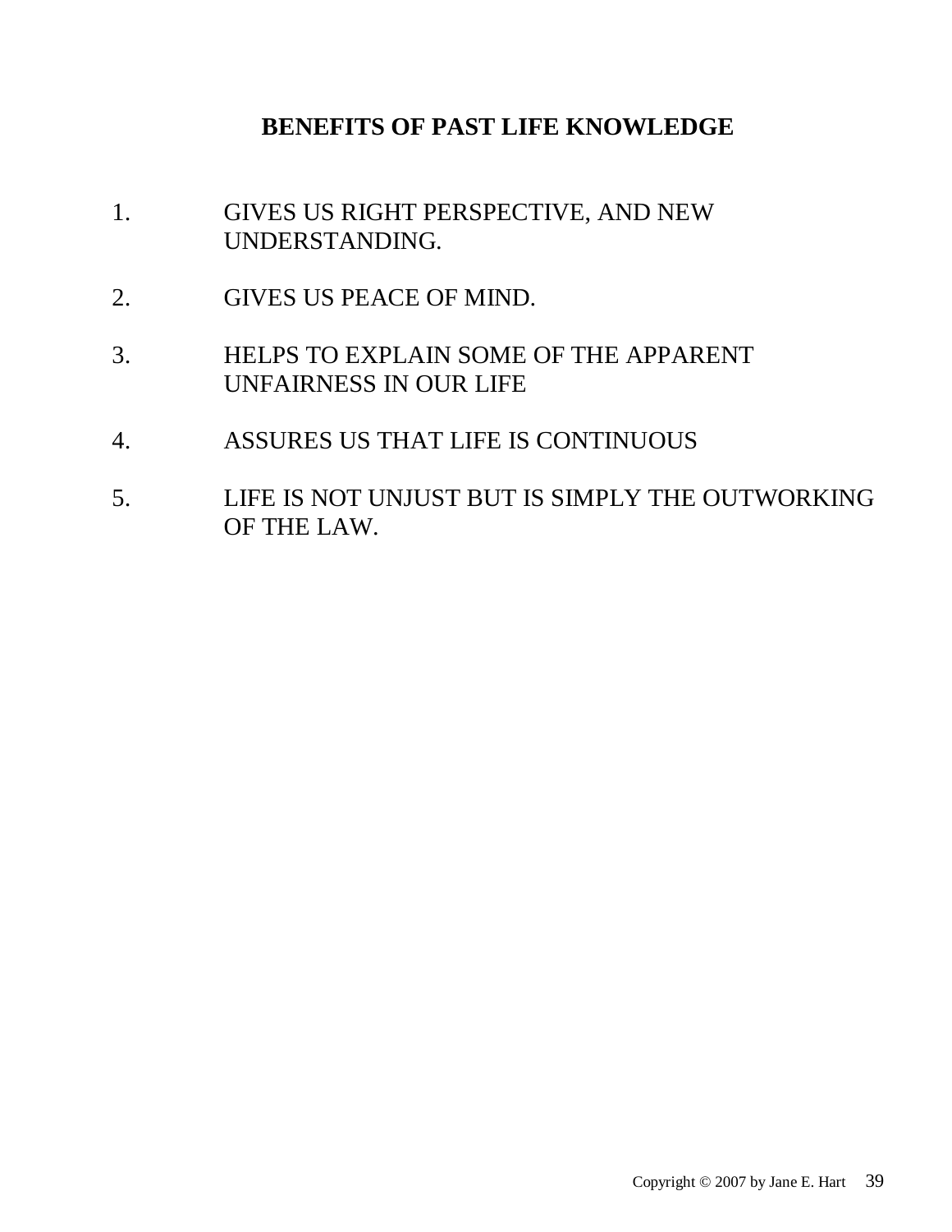## BENEFITS OF PAST LIFE KNOWLEDGE

1. GIVES US RIGHT PERSPECTIVE, AND NEW UNDERSTANDING.

2. GIVES US PEACE OF MIND.

3. HELPS TO EXPLAIN SOME OF THE APPARENT UNFAIRNESS IN OUR LIFE

4. ASSURES US THAT LIFE IS CONTINUOUS

5. LIFE IS NOT UNJUST BUT IS SIMPLY THE OUTWORKING OF THE LAW.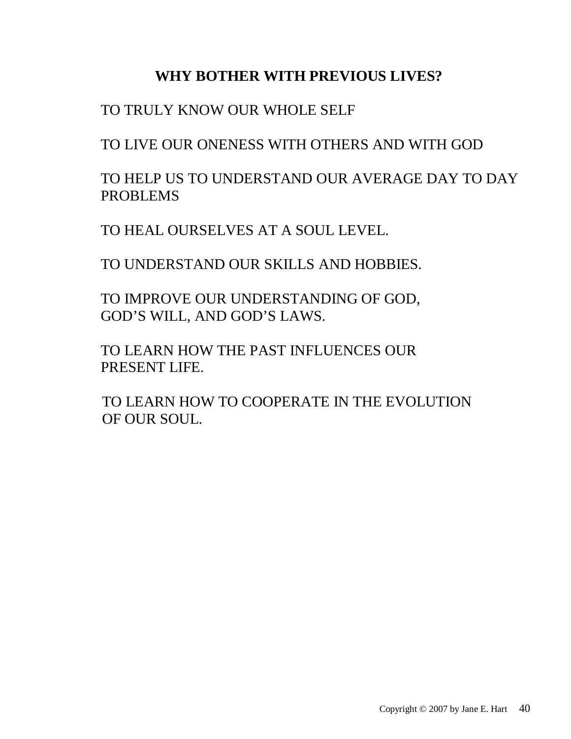## WHY BOTHER WITH PREVIOUS LIVES?

TO TRULY KNOW OUR WHOLE SELF

TO LIVE OUR ONENESS WITH OTHERS AND WITH GOD

TO HELP US TO UNDERSTAND OUR AVERAGE DAY TO DAY PROBLEMS

TO HEAL OURSELVES AT A SOUL LEVEL.

TO UNDERSTAND OUR SKILLS AND HOBBIES.

TO IMPROVE OUR UNDERSTANDING OF GOD, GOD'S WILL, AND GOD'S LAWS.

TO LEARN HOW THE PAST INFLUENCES OUR PRESENT LIFE.

TO LEARN HOW TO COOPERATE IN THE EVOLUTION OF OUR SOUL.

Copyright © 2007 by Jane E. Hart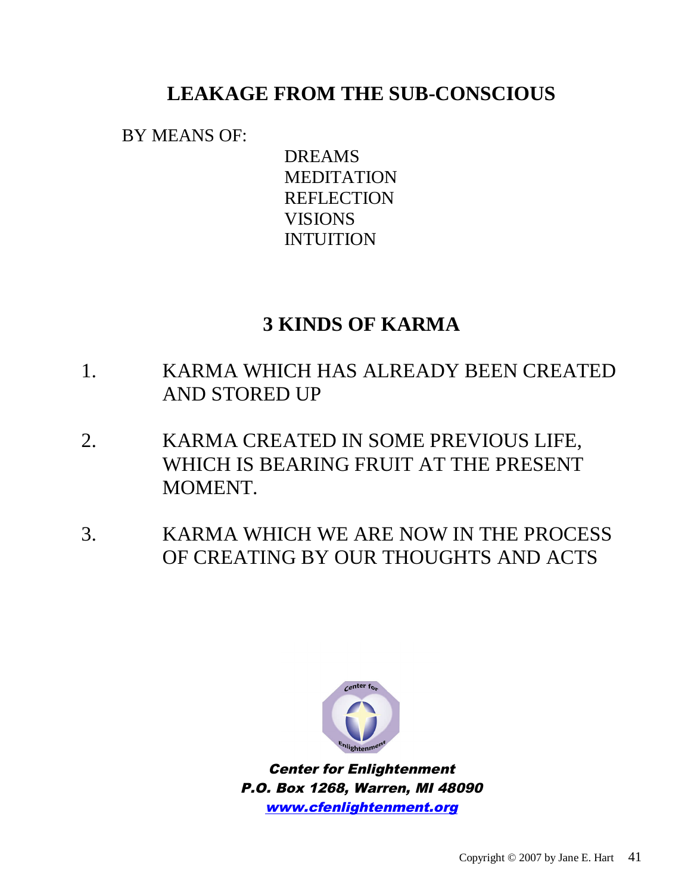## LEAKAGE FROM THE SUB-CONSCIOUS

BY MEANS OF:

- DREAMS
- MEDITATION
- REFLECTION
- VISIONS
- INTUITION

## 3 KINDS OF KARMA

1. KARMA WHICH HAS ALREADY BEEN CREATED AND STORED UP
2. KARMA CREATED IN SOME PREVIOUS LIFE, WHICH IS BEARING FRUIT AT THE PRESENT MOMENT.
3. KARMA WHICH WE ARE NOW IN THE PROCESS OF CREATING BY OUR THOUGHTS AND ACTS

***Center for Enlightenment***
***P.O. Box 1268, Warren, MI 48090***
***www.cfenlightenment.org***

Copyright © 2007 by Jane E. Hart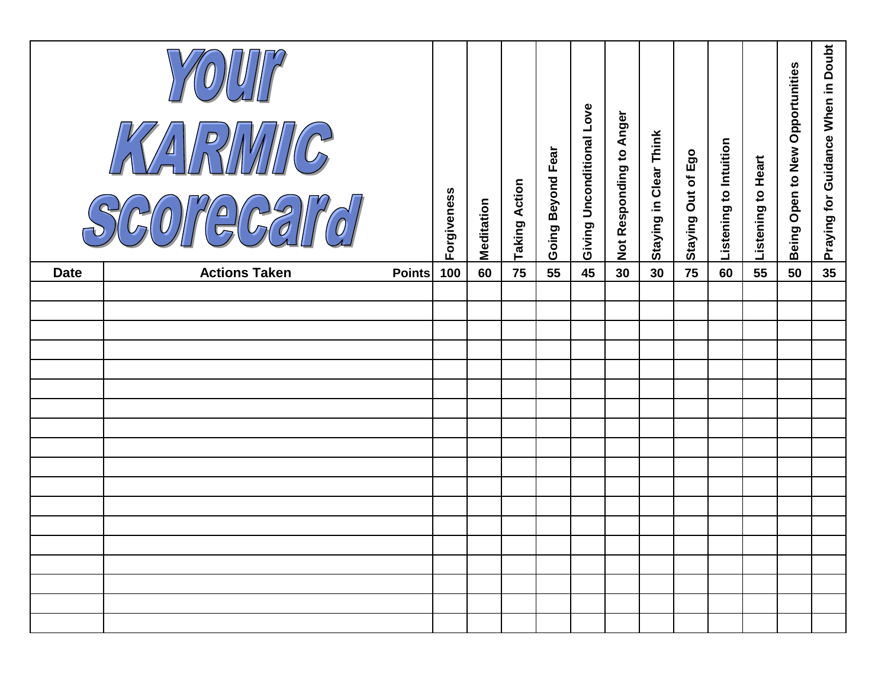# Your KARMIC Scorecard

| Date | Actions Taken | Forgiveness | Meditation | Taking Action | Going Beyond Fear | Giving Unconditional Love | Not Responding to Anger | Staying in Clear Think | Staying Out of Ego | Listening to Intuition | Listening to Heart | Being Open to New Opportunities | Praying for Guidance When in Doubt |
|---|---|---|---|---|---|---|---|---|---|---|---|---|---|
| | Points | 100 | 60 | 75 | 55 | 45 | 30 | 30 | 75 | 60 | 55 | 50 | 35 |
| | | | | | | | | | | | | | |
| | | | | | | | | | | | | | |
| | | | | | | | | | | | | | |
| | | | | | | | | | | | | | |
| | | | | | | | | | | | | | |
| | | | | | | | | | | | | | |
| | | | | | | | | | | | | | |
| | | | | | | | | | | | | | |
| | | | | | | | | | | | | | |
| | | | | | | | | | | | | | |
| | | | | | | | | | | | | | |
| | | | | | | | | | | | | | |
| | | | | | | | | | | | | | |
| | | | | | | | | | | | | | |
| | | | | | | | | | | | | | |
| | | | | | | | | | | | | | |
| | | | | | | | | | | | | | |
| | | | | | | | | | | | | | |